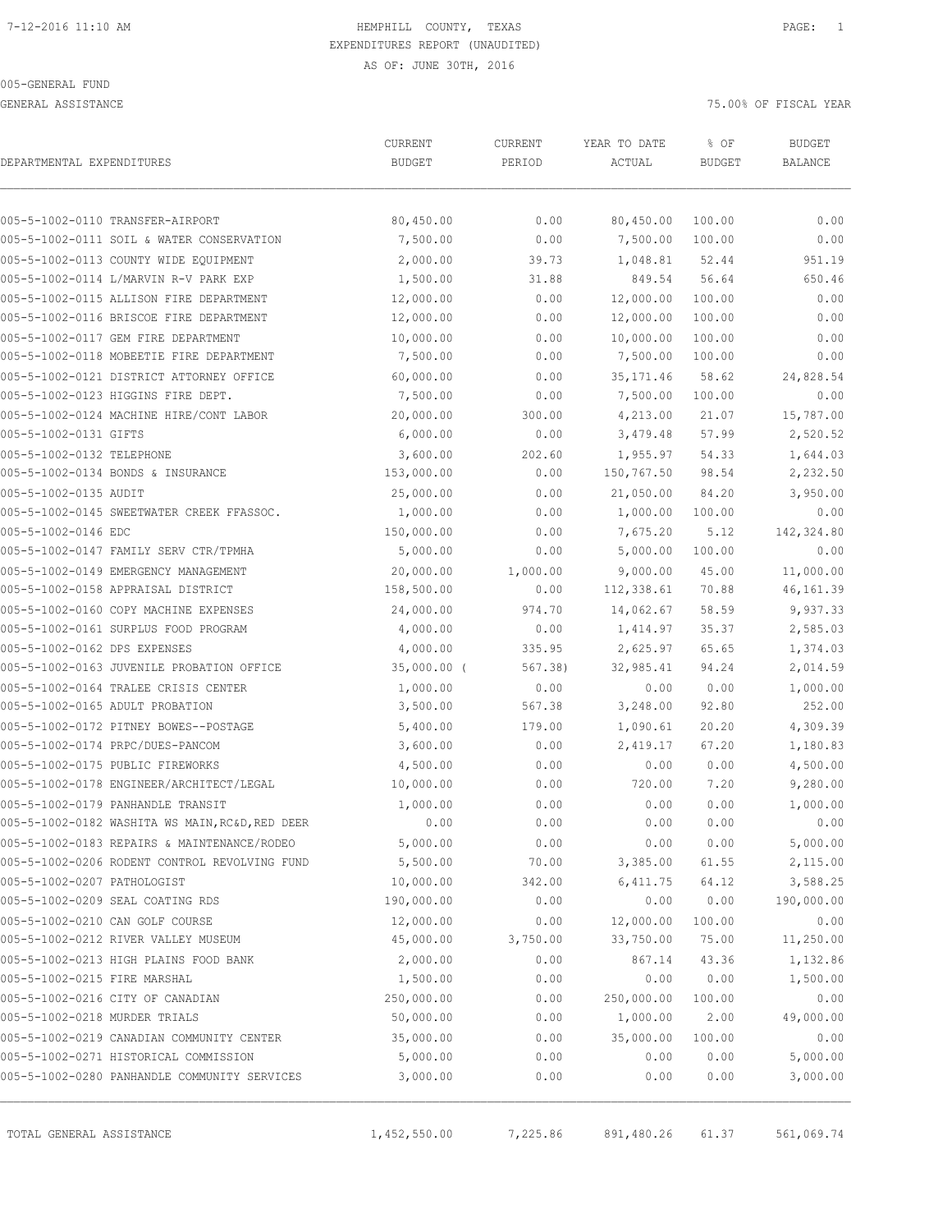HEMPHILL COUNTY, TEXAS
EXPENDITURES REPORT (UNAUDITED)
AS OF: JUNE 30TH, 2016

005-GENERAL FUND
GENERAL ASSISTANCE

75.00% OF FISCAL YEAR

| DEPARTMENTAL EXPENDITURES | CURRENT BUDGET | CURRENT PERIOD | YEAR TO DATE ACTUAL | % OF BUDGET | BUDGET BALANCE |
|---|---|---|---|---|---|
| 005-5-1002-0110 TRANSFER-AIRPORT | 80,450.00 | 0.00 | 80,450.00 | 100.00 | 0.00 |
| 005-5-1002-0111 SOIL & WATER CONSERVATION | 7,500.00 | 0.00 | 7,500.00 | 100.00 | 0.00 |
| 005-5-1002-0113 COUNTY WIDE EQUIPMENT | 2,000.00 | 39.73 | 1,048.81 | 52.44 | 951.19 |
| 005-5-1002-0114 L/MARVIN R-V PARK EXP | 1,500.00 | 31.88 | 849.54 | 56.64 | 650.46 |
| 005-5-1002-0115 ALLISON FIRE DEPARTMENT | 12,000.00 | 0.00 | 12,000.00 | 100.00 | 0.00 |
| 005-5-1002-0116 BRISCOE FIRE DEPARTMENT | 12,000.00 | 0.00 | 12,000.00 | 100.00 | 0.00 |
| 005-5-1002-0117 GEM FIRE DEPARTMENT | 10,000.00 | 0.00 | 10,000.00 | 100.00 | 0.00 |
| 005-5-1002-0118 MOBEETIE FIRE DEPARTMENT | 7,500.00 | 0.00 | 7,500.00 | 100.00 | 0.00 |
| 005-5-1002-0121 DISTRICT ATTORNEY OFFICE | 60,000.00 | 0.00 | 35,171.46 | 58.62 | 24,828.54 |
| 005-5-1002-0123 HIGGINS FIRE DEPT. | 7,500.00 | 0.00 | 7,500.00 | 100.00 | 0.00 |
| 005-5-1002-0124 MACHINE HIRE/CONT LABOR | 20,000.00 | 300.00 | 4,213.00 | 21.07 | 15,787.00 |
| 005-5-1002-0131 GIFTS | 6,000.00 | 0.00 | 3,479.48 | 57.99 | 2,520.52 |
| 005-5-1002-0132 TELEPHONE | 3,600.00 | 202.60 | 1,955.97 | 54.33 | 1,644.03 |
| 005-5-1002-0134 BONDS & INSURANCE | 153,000.00 | 0.00 | 150,767.50 | 98.54 | 2,232.50 |
| 005-5-1002-0135 AUDIT | 25,000.00 | 0.00 | 21,050.00 | 84.20 | 3,950.00 |
| 005-5-1002-0145 SWEETWATER CREEK FFASSOC. | 1,000.00 | 0.00 | 1,000.00 | 100.00 | 0.00 |
| 005-5-1002-0146 EDC | 150,000.00 | 0.00 | 7,675.20 | 5.12 | 142,324.80 |
| 005-5-1002-0147 FAMILY SERV CTR/TPMHA | 5,000.00 | 0.00 | 5,000.00 | 100.00 | 0.00 |
| 005-5-1002-0149 EMERGENCY MANAGEMENT | 20,000.00 | 1,000.00 | 9,000.00 | 45.00 | 11,000.00 |
| 005-5-1002-0158 APPRAISAL DISTRICT | 158,500.00 | 0.00 | 112,338.61 | 70.88 | 46,161.39 |
| 005-5-1002-0160 COPY MACHINE EXPENSES | 24,000.00 | 974.70 | 14,062.67 | 58.59 | 9,937.33 |
| 005-5-1002-0161 SURPLUS FOOD PROGRAM | 4,000.00 | 0.00 | 1,414.97 | 35.37 | 2,585.03 |
| 005-5-1002-0162 DPS EXPENSES | 4,000.00 | 335.95 | 2,625.97 | 65.65 | 1,374.03 |
| 005-5-1002-0163 JUVENILE PROBATION OFFICE | 35,000.00 | ( 567.38) | 32,985.41 | 94.24 | 2,014.59 |
| 005-5-1002-0164 TRALEE CRISIS CENTER | 1,000.00 | 0.00 | 0.00 | 0.00 | 1,000.00 |
| 005-5-1002-0165 ADULT PROBATION | 3,500.00 | 567.38 | 3,248.00 | 92.80 | 252.00 |
| 005-5-1002-0172 PITNEY BOWES--POSTAGE | 5,400.00 | 179.00 | 1,090.61 | 20.20 | 4,309.39 |
| 005-5-1002-0174 PRPC/DUES-PANCOM | 3,600.00 | 0.00 | 2,419.17 | 67.20 | 1,180.83 |
| 005-5-1002-0175 PUBLIC FIREWORKS | 4,500.00 | 0.00 | 0.00 | 0.00 | 4,500.00 |
| 005-5-1002-0178 ENGINEER/ARCHITECT/LEGAL | 10,000.00 | 0.00 | 720.00 | 7.20 | 9,280.00 |
| 005-5-1002-0179 PANHANDLE TRANSIT | 1,000.00 | 0.00 | 0.00 | 0.00 | 1,000.00 |
| 005-5-1002-0182 WASHITA WS MAIN,RC&D,RED DEER | 0.00 | 0.00 | 0.00 | 0.00 | 0.00 |
| 005-5-1002-0183 REPAIRS & MAINTENANCE/RODEO | 5,000.00 | 0.00 | 0.00 | 0.00 | 5,000.00 |
| 005-5-1002-0206 RODENT CONTROL REVOLVING FUND | 5,500.00 | 70.00 | 3,385.00 | 61.55 | 2,115.00 |
| 005-5-1002-0207 PATHOLOGIST | 10,000.00 | 342.00 | 6,411.75 | 64.12 | 3,588.25 |
| 005-5-1002-0209 SEAL COATING RDS | 190,000.00 | 0.00 | 0.00 | 0.00 | 190,000.00 |
| 005-5-1002-0210 CAN GOLF COURSE | 12,000.00 | 0.00 | 12,000.00 | 100.00 | 0.00 |
| 005-5-1002-0212 RIVER VALLEY MUSEUM | 45,000.00 | 3,750.00 | 33,750.00 | 75.00 | 11,250.00 |
| 005-5-1002-0213 HIGH PLAINS FOOD BANK | 2,000.00 | 0.00 | 867.14 | 43.36 | 1,132.86 |
| 005-5-1002-0215 FIRE MARSHAL | 1,500.00 | 0.00 | 0.00 | 0.00 | 1,500.00 |
| 005-5-1002-0216 CITY OF CANADIAN | 250,000.00 | 0.00 | 250,000.00 | 100.00 | 0.00 |
| 005-5-1002-0218 MURDER TRIALS | 50,000.00 | 0.00 | 1,000.00 | 2.00 | 49,000.00 |
| 005-5-1002-0219 CANADIAN COMMUNITY CENTER | 35,000.00 | 0.00 | 35,000.00 | 100.00 | 0.00 |
| 005-5-1002-0271 HISTORICAL COMMISSION | 5,000.00 | 0.00 | 0.00 | 0.00 | 5,000.00 |
| 005-5-1002-0280 PANHANDLE COMMUNITY SERVICES | 3,000.00 | 0.00 | 0.00 | 0.00 | 3,000.00 |
| TOTAL GENERAL ASSISTANCE | 1,452,550.00 | 7,225.86 | 891,480.26 | 61.37 | 561,069.74 |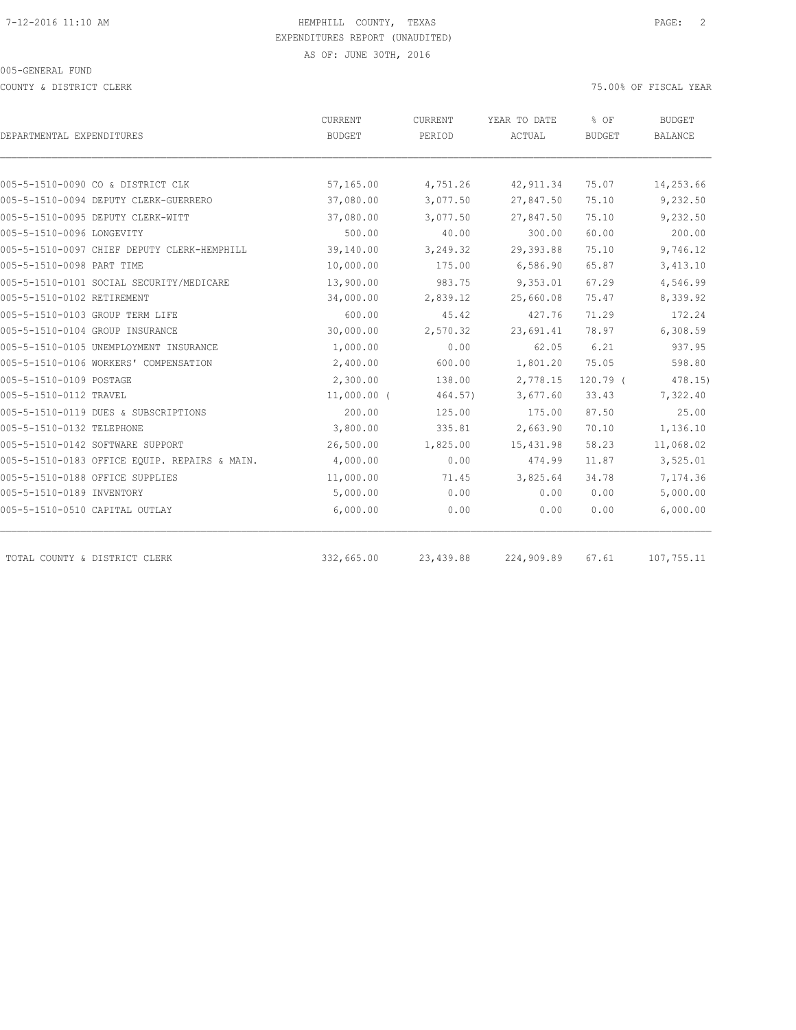HEMPHILL COUNTY, TEXAS
EXPENDITURES REPORT (UNAUDITED)
AS OF: JUNE 30TH, 2016

005-GENERAL FUND

COUNTY & DISTRICT CLERK

75.00% OF FISCAL YEAR

| DEPARTMENTAL EXPENDITURES | CURRENT BUDGET | CURRENT PERIOD | YEAR TO DATE ACTUAL | % OF BUDGET | BUDGET BALANCE |
|---|---|---|---|---|---|
| 005-5-1510-0090 CO & DISTRICT CLK | 57,165.00 | 4,751.26 | 42,911.34 | 75.07 | 14,253.66 |
| 005-5-1510-0094 DEPUTY CLERK-GUERRERO | 37,080.00 | 3,077.50 | 27,847.50 | 75.10 | 9,232.50 |
| 005-5-1510-0095 DEPUTY CLERK-WITT | 37,080.00 | 3,077.50 | 27,847.50 | 75.10 | 9,232.50 |
| 005-5-1510-0096 LONGEVITY | 500.00 | 40.00 | 300.00 | 60.00 | 200.00 |
| 005-5-1510-0097 CHIEF DEPUTY CLERK-HEMPHILL | 39,140.00 | 3,249.32 | 29,393.88 | 75.10 | 9,746.12 |
| 005-5-1510-0098 PART TIME | 10,000.00 | 175.00 | 6,586.90 | 65.87 | 3,413.10 |
| 005-5-1510-0101 SOCIAL SECURITY/MEDICARE | 13,900.00 | 983.75 | 9,353.01 | 67.29 | 4,546.99 |
| 005-5-1510-0102 RETIREMENT | 34,000.00 | 2,839.12 | 25,660.08 | 75.47 | 8,339.92 |
| 005-5-1510-0103 GROUP TERM LIFE | 600.00 | 45.42 | 427.76 | 71.29 | 172.24 |
| 005-5-1510-0104 GROUP INSURANCE | 30,000.00 | 2,570.32 | 23,691.41 | 78.97 | 6,308.59 |
| 005-5-1510-0105 UNEMPLOYMENT INSURANCE | 1,000.00 | 0.00 | 62.05 | 6.21 | 937.95 |
| 005-5-1510-0106 WORKERS' COMPENSATION | 2,400.00 | 600.00 | 1,801.20 | 75.05 | 598.80 |
| 005-5-1510-0109 POSTAGE | 2,300.00 | 138.00 | 2,778.15 | 120.79 | ( 478.15) |
| 005-5-1510-0112 TRAVEL | 11,000.00 | ( 464.57) | 3,677.60 | 33.43 | 7,322.40 |
| 005-5-1510-0119 DUES & SUBSCRIPTIONS | 200.00 | 125.00 | 175.00 | 87.50 | 25.00 |
| 005-5-1510-0132 TELEPHONE | 3,800.00 | 335.81 | 2,663.90 | 70.10 | 1,136.10 |
| 005-5-1510-0142 SOFTWARE SUPPORT | 26,500.00 | 1,825.00 | 15,431.98 | 58.23 | 11,068.02 |
| 005-5-1510-0183 OFFICE EQUIP. REPAIRS & MAIN. | 4,000.00 | 0.00 | 474.99 | 11.87 | 3,525.01 |
| 005-5-1510-0188 OFFICE SUPPLIES | 11,000.00 | 71.45 | 3,825.64 | 34.78 | 7,174.36 |
| 005-5-1510-0189 INVENTORY | 5,000.00 | 0.00 | 0.00 | 0.00 | 5,000.00 |
| 005-5-1510-0510 CAPITAL OUTLAY | 6,000.00 | 0.00 | 0.00 | 0.00 | 6,000.00 |
| TOTAL COUNTY & DISTRICT CLERK | 332,665.00 | 23,439.88 | 224,909.89 | 67.61 | 107,755.11 |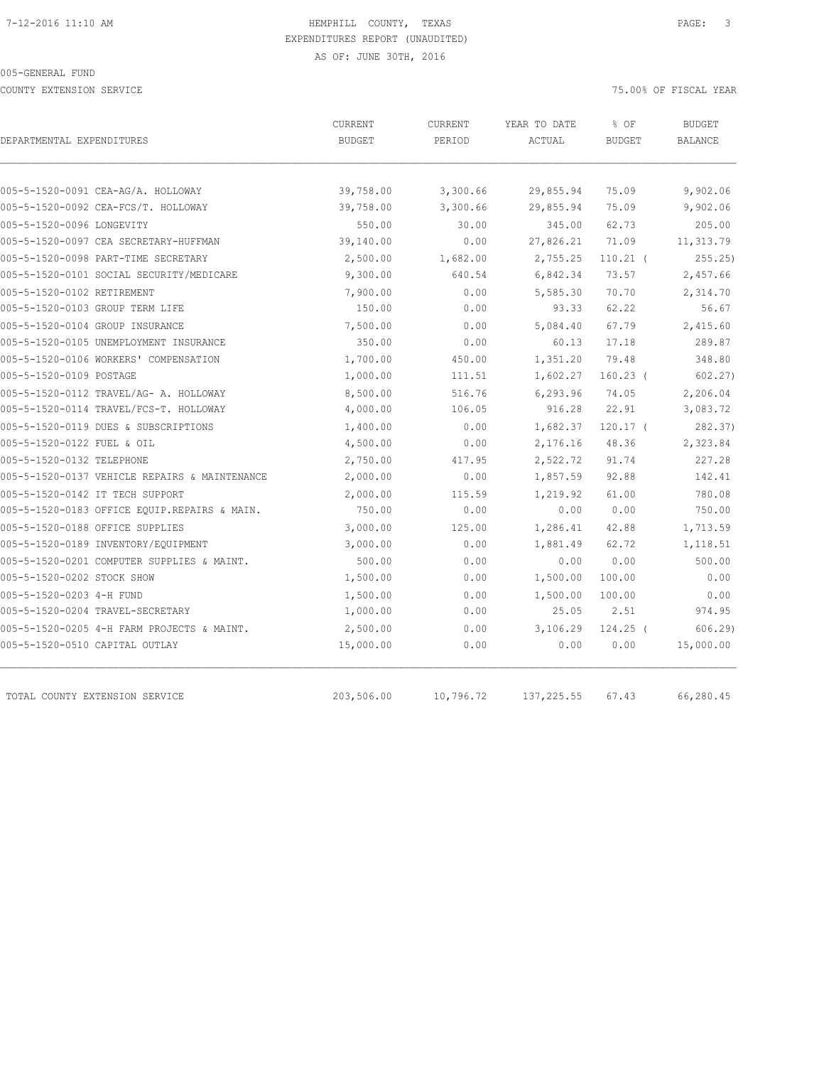HEMPHILL COUNTY, TEXAS
EXPENDITURES REPORT (UNAUDITED)
AS OF: JUNE 30TH, 2016

005-GENERAL FUND

COUNTY EXTENSION SERVICE

75.00% OF FISCAL YEAR

| DEPARTMENTAL EXPENDITURES | CURRENT BUDGET | CURRENT PERIOD | YEAR TO DATE ACTUAL | % OF BUDGET | BUDGET BALANCE |
|---|---|---|---|---|---|
| 005-5-1520-0091 CEA-AG/A. HOLLOWAY | 39,758.00 | 3,300.66 | 29,855.94 | 75.09 | 9,902.06 |
| 005-5-1520-0092 CEA-FCS/T. HOLLOWAY | 39,758.00 | 3,300.66 | 29,855.94 | 75.09 | 9,902.06 |
| 005-5-1520-0096 LONGEVITY | 550.00 | 30.00 | 345.00 | 62.73 | 205.00 |
| 005-5-1520-0097 CEA SECRETARY-HUFFMAN | 39,140.00 | 0.00 | 27,826.21 | 71.09 | 11,313.79 |
| 005-5-1520-0098 PART-TIME SECRETARY | 2,500.00 | 1,682.00 | 2,755.25 | 110.21 ( | 255.25) |
| 005-5-1520-0101 SOCIAL SECURITY/MEDICARE | 9,300.00 | 640.54 | 6,842.34 | 73.57 | 2,457.66 |
| 005-5-1520-0102 RETIREMENT | 7,900.00 | 0.00 | 5,585.30 | 70.70 | 2,314.70 |
| 005-5-1520-0103 GROUP TERM LIFE | 150.00 | 0.00 | 93.33 | 62.22 | 56.67 |
| 005-5-1520-0104 GROUP INSURANCE | 7,500.00 | 0.00 | 5,084.40 | 67.79 | 2,415.60 |
| 005-5-1520-0105 UNEMPLOYMENT INSURANCE | 350.00 | 0.00 | 60.13 | 17.18 | 289.87 |
| 005-5-1520-0106 WORKERS' COMPENSATION | 1,700.00 | 450.00 | 1,351.20 | 79.48 | 348.80 |
| 005-5-1520-0109 POSTAGE | 1,000.00 | 111.51 | 1,602.27 | 160.23 ( | 602.27) |
| 005-5-1520-0112 TRAVEL/AG- A. HOLLOWAY | 8,500.00 | 516.76 | 6,293.96 | 74.05 | 2,206.04 |
| 005-5-1520-0114 TRAVEL/FCS-T. HOLLOWAY | 4,000.00 | 106.05 | 916.28 | 22.91 | 3,083.72 |
| 005-5-1520-0119 DUES & SUBSCRIPTIONS | 1,400.00 | 0.00 | 1,682.37 | 120.17 ( | 282.37) |
| 005-5-1520-0122 FUEL & OIL | 4,500.00 | 0.00 | 2,176.16 | 48.36 | 2,323.84 |
| 005-5-1520-0132 TELEPHONE | 2,750.00 | 417.95 | 2,522.72 | 91.74 | 227.28 |
| 005-5-1520-0137 VEHICLE REPAIRS & MAINTENANCE | 2,000.00 | 0.00 | 1,857.59 | 92.88 | 142.41 |
| 005-5-1520-0142 IT TECH SUPPORT | 2,000.00 | 115.59 | 1,219.92 | 61.00 | 780.08 |
| 005-5-1520-0183 OFFICE EQUIP.REPAIRS & MAIN. | 750.00 | 0.00 | 0.00 | 0.00 | 750.00 |
| 005-5-1520-0188 OFFICE SUPPLIES | 3,000.00 | 125.00 | 1,286.41 | 42.88 | 1,713.59 |
| 005-5-1520-0189 INVENTORY/EQUIPMENT | 3,000.00 | 0.00 | 1,881.49 | 62.72 | 1,118.51 |
| 005-5-1520-0201 COMPUTER SUPPLIES & MAINT. | 500.00 | 0.00 | 0.00 | 0.00 | 500.00 |
| 005-5-1520-0202 STOCK SHOW | 1,500.00 | 0.00 | 1,500.00 | 100.00 | 0.00 |
| 005-5-1520-0203 4-H FUND | 1,500.00 | 0.00 | 1,500.00 | 100.00 | 0.00 |
| 005-5-1520-0204 TRAVEL-SECRETARY | 1,000.00 | 0.00 | 25.05 | 2.51 | 974.95 |
| 005-5-1520-0205 4-H FARM PROJECTS & MAINT. | 2,500.00 | 0.00 | 3,106.29 | 124.25 ( | 606.29) |
| 005-5-1520-0510 CAPITAL OUTLAY | 15,000.00 | 0.00 | 0.00 | 0.00 | 15,000.00 |
| TOTAL COUNTY EXTENSION SERVICE | 203,506.00 | 10,796.72 | 137,225.55 | 67.43 | 66,280.45 |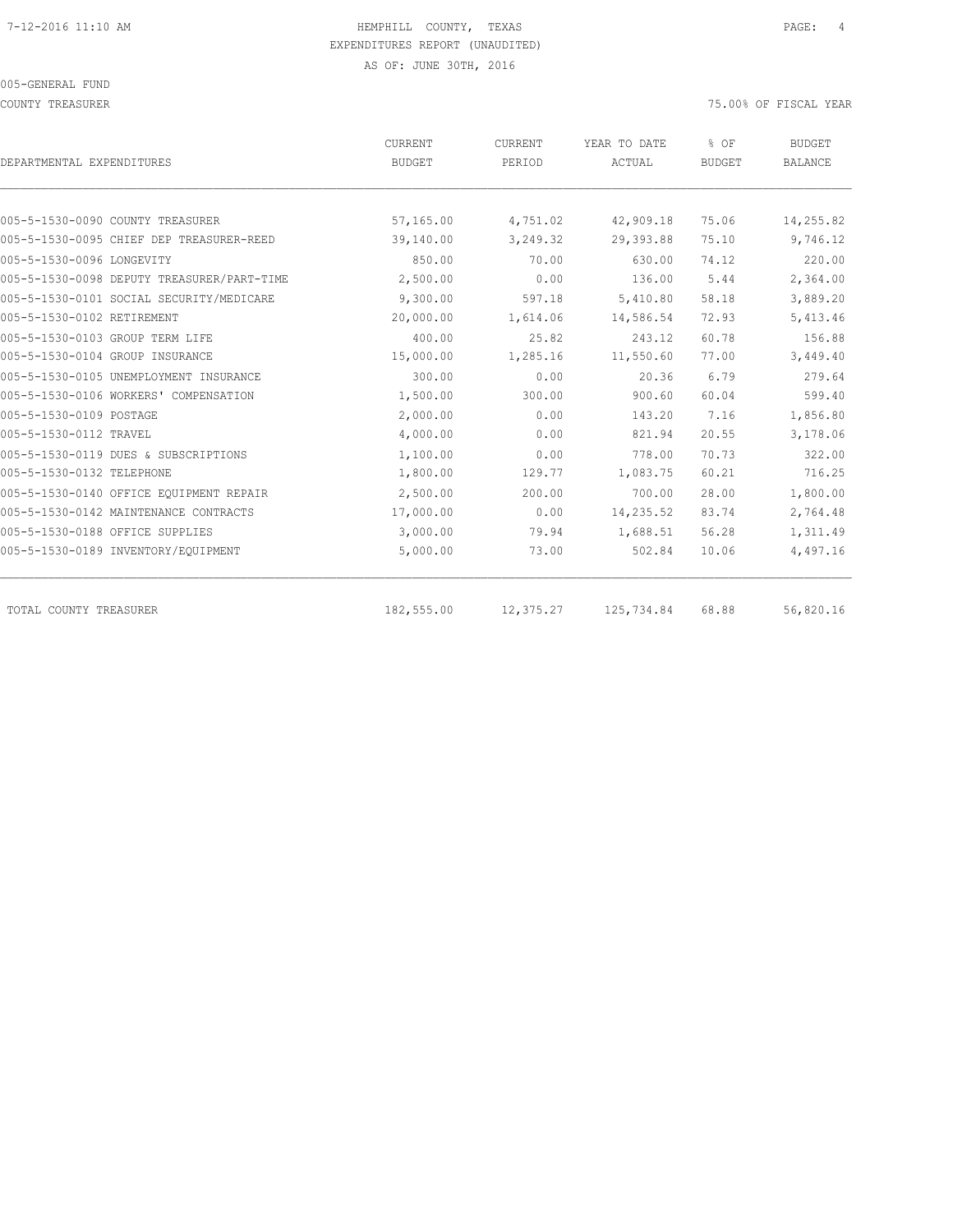HEMPHILL COUNTY, TEXAS
EXPENDITURES REPORT (UNAUDITED)
AS OF: JUNE 30TH, 2016

005-GENERAL FUND

COUNTY TREASURER

75.00% OF FISCAL YEAR

| DEPARTMENTAL EXPENDITURES | CURRENT BUDGET | CURRENT PERIOD | YEAR TO DATE ACTUAL | % OF BUDGET | BUDGET BALANCE |
|---|---|---|---|---|---|
| 005-5-1530-0090 COUNTY TREASURER | 57,165.00 | 4,751.02 | 42,909.18 | 75.06 | 14,255.82 |
| 005-5-1530-0095 CHIEF DEP TREASURER-REED | 39,140.00 | 3,249.32 | 29,393.88 | 75.10 | 9,746.12 |
| 005-5-1530-0096 LONGEVITY | 850.00 | 70.00 | 630.00 | 74.12 | 220.00 |
| 005-5-1530-0098 DEPUTY TREASURER/PART-TIME | 2,500.00 | 0.00 | 136.00 | 5.44 | 2,364.00 |
| 005-5-1530-0101 SOCIAL SECURITY/MEDICARE | 9,300.00 | 597.18 | 5,410.80 | 58.18 | 3,889.20 |
| 005-5-1530-0102 RETIREMENT | 20,000.00 | 1,614.06 | 14,586.54 | 72.93 | 5,413.46 |
| 005-5-1530-0103 GROUP TERM LIFE | 400.00 | 25.82 | 243.12 | 60.78 | 156.88 |
| 005-5-1530-0104 GROUP INSURANCE | 15,000.00 | 1,285.16 | 11,550.60 | 77.00 | 3,449.40 |
| 005-5-1530-0105 UNEMPLOYMENT INSURANCE | 300.00 | 0.00 | 20.36 | 6.79 | 279.64 |
| 005-5-1530-0106 WORKERS' COMPENSATION | 1,500.00 | 300.00 | 900.60 | 60.04 | 599.40 |
| 005-5-1530-0109 POSTAGE | 2,000.00 | 0.00 | 143.20 | 7.16 | 1,856.80 |
| 005-5-1530-0112 TRAVEL | 4,000.00 | 0.00 | 821.94 | 20.55 | 3,178.06 |
| 005-5-1530-0119 DUES & SUBSCRIPTIONS | 1,100.00 | 0.00 | 778.00 | 70.73 | 322.00 |
| 005-5-1530-0132 TELEPHONE | 1,800.00 | 129.77 | 1,083.75 | 60.21 | 716.25 |
| 005-5-1530-0140 OFFICE EQUIPMENT REPAIR | 2,500.00 | 200.00 | 700.00 | 28.00 | 1,800.00 |
| 005-5-1530-0142 MAINTENANCE CONTRACTS | 17,000.00 | 0.00 | 14,235.52 | 83.74 | 2,764.48 |
| 005-5-1530-0188 OFFICE SUPPLIES | 3,000.00 | 79.94 | 1,688.51 | 56.28 | 1,311.49 |
| 005-5-1530-0189 INVENTORY/EQUIPMENT | 5,000.00 | 73.00 | 502.84 | 10.06 | 4,497.16 |
| TOTAL COUNTY TREASURER | 182,555.00 | 12,375.27 | 125,734.84 | 68.88 | 56,820.16 |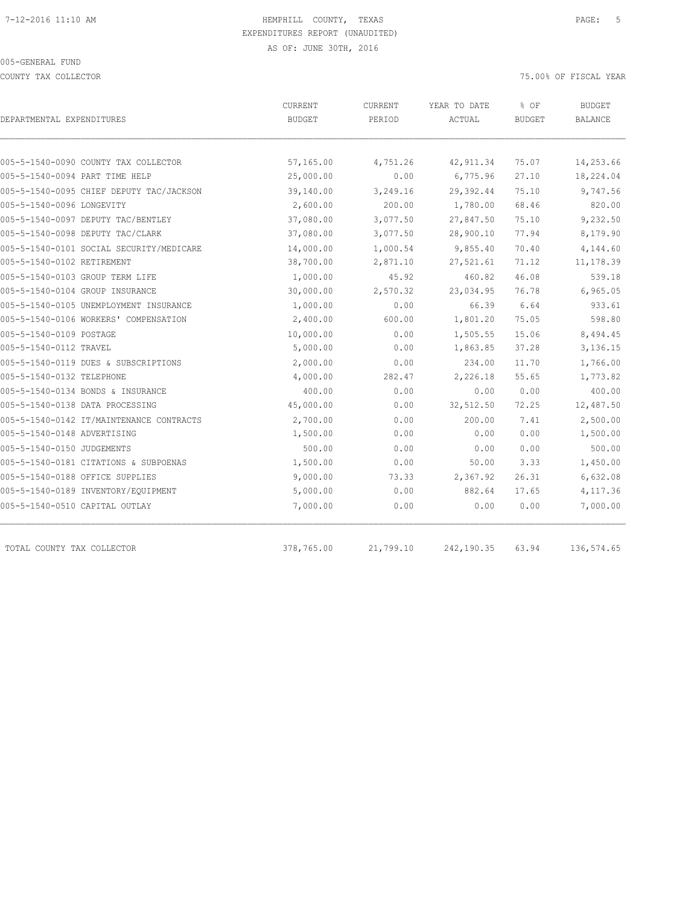HEMPHILL COUNTY, TEXAS
EXPENDITURES REPORT (UNAUDITED)
AS OF: JUNE 30TH, 2016

005-GENERAL FUND

COUNTY TAX COLLECTOR

75.00% OF FISCAL YEAR

| DEPARTMENTAL EXPENDITURES | CURRENT BUDGET | CURRENT PERIOD | YEAR TO DATE ACTUAL | % OF BUDGET | BUDGET BALANCE |
|---|---|---|---|---|---|
| 005-5-1540-0090 COUNTY TAX COLLECTOR | 57,165.00 | 4,751.26 | 42,911.34 | 75.07 | 14,253.66 |
| 005-5-1540-0094 PART TIME HELP | 25,000.00 | 0.00 | 6,775.96 | 27.10 | 18,224.04 |
| 005-5-1540-0095 CHIEF DEPUTY TAC/JACKSON | 39,140.00 | 3,249.16 | 29,392.44 | 75.10 | 9,747.56 |
| 005-5-1540-0096 LONGEVITY | 2,600.00 | 200.00 | 1,780.00 | 68.46 | 820.00 |
| 005-5-1540-0097 DEPUTY TAC/BENTLEY | 37,080.00 | 3,077.50 | 27,847.50 | 75.10 | 9,232.50 |
| 005-5-1540-0098 DEPUTY TAC/CLARK | 37,080.00 | 3,077.50 | 28,900.10 | 77.94 | 8,179.90 |
| 005-5-1540-0101 SOCIAL SECURITY/MEDICARE | 14,000.00 | 1,000.54 | 9,855.40 | 70.40 | 4,144.60 |
| 005-5-1540-0102 RETIREMENT | 38,700.00 | 2,871.10 | 27,521.61 | 71.12 | 11,178.39 |
| 005-5-1540-0103 GROUP TERM LIFE | 1,000.00 | 45.92 | 460.82 | 46.08 | 539.18 |
| 005-5-1540-0104 GROUP INSURANCE | 30,000.00 | 2,570.32 | 23,034.95 | 76.78 | 6,965.05 |
| 005-5-1540-0105 UNEMPLOYMENT INSURANCE | 1,000.00 | 0.00 | 66.39 | 6.64 | 933.61 |
| 005-5-1540-0106 WORKERS' COMPENSATION | 2,400.00 | 600.00 | 1,801.20 | 75.05 | 598.80 |
| 005-5-1540-0109 POSTAGE | 10,000.00 | 0.00 | 1,505.55 | 15.06 | 8,494.45 |
| 005-5-1540-0112 TRAVEL | 5,000.00 | 0.00 | 1,863.85 | 37.28 | 3,136.15 |
| 005-5-1540-0119 DUES & SUBSCRIPTIONS | 2,000.00 | 0.00 | 234.00 | 11.70 | 1,766.00 |
| 005-5-1540-0132 TELEPHONE | 4,000.00 | 282.47 | 2,226.18 | 55.65 | 1,773.82 |
| 005-5-1540-0134 BONDS & INSURANCE | 400.00 | 0.00 | 0.00 | 0.00 | 400.00 |
| 005-5-1540-0138 DATA PROCESSING | 45,000.00 | 0.00 | 32,512.50 | 72.25 | 12,487.50 |
| 005-5-1540-0142 IT/MAINTENANCE CONTRACTS | 2,700.00 | 0.00 | 200.00 | 7.41 | 2,500.00 |
| 005-5-1540-0148 ADVERTISING | 1,500.00 | 0.00 | 0.00 | 0.00 | 1,500.00 |
| 005-5-1540-0150 JUDGEMENTS | 500.00 | 0.00 | 0.00 | 0.00 | 500.00 |
| 005-5-1540-0181 CITATIONS & SUBPOENAS | 1,500.00 | 0.00 | 50.00 | 3.33 | 1,450.00 |
| 005-5-1540-0188 OFFICE SUPPLIES | 9,000.00 | 73.33 | 2,367.92 | 26.31 | 6,632.08 |
| 005-5-1540-0189 INVENTORY/EQUIPMENT | 5,000.00 | 0.00 | 882.64 | 17.65 | 4,117.36 |
| 005-5-1540-0510 CAPITAL OUTLAY | 7,000.00 | 0.00 | 0.00 | 0.00 | 7,000.00 |
| TOTAL COUNTY TAX COLLECTOR | 378,765.00 | 21,799.10 | 242,190.35 | 63.94 | 136,574.65 |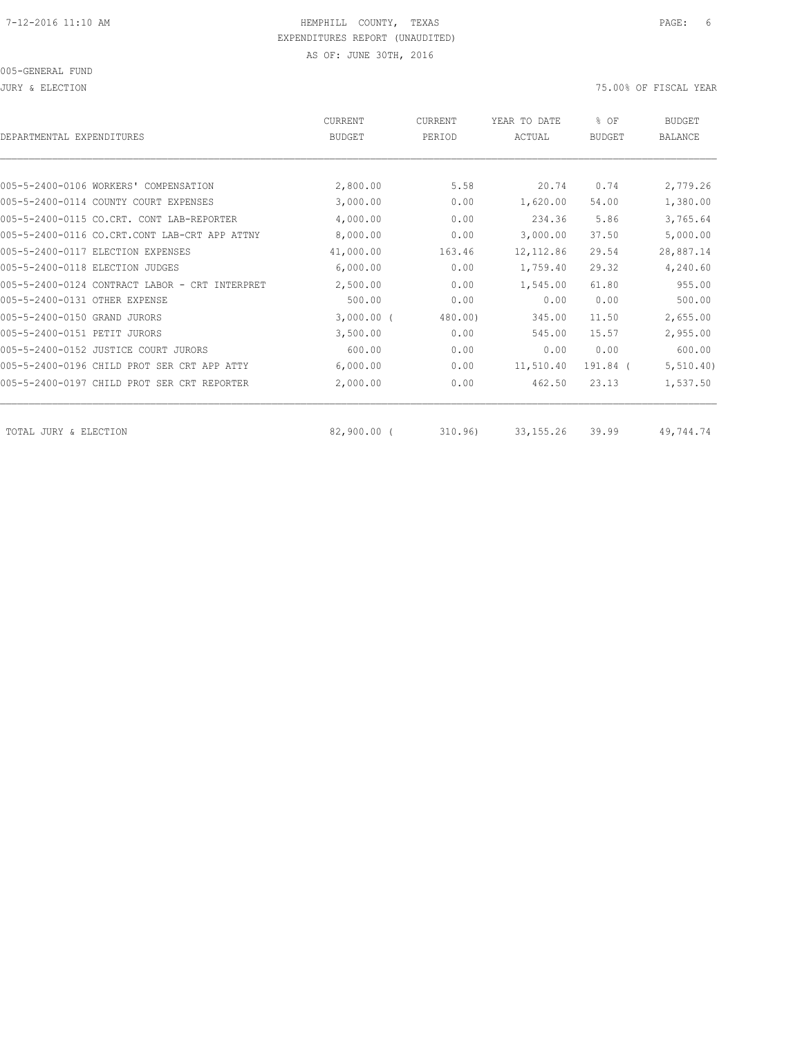HEMPHILL COUNTY, TEXAS
EXPENDITURES REPORT (UNAUDITED)
AS OF: JUNE 30TH, 2016

005-GENERAL FUND

JURY & ELECTION

75.00% OF FISCAL YEAR

| DEPARTMENTAL EXPENDITURES | CURRENT BUDGET | CURRENT PERIOD | YEAR TO DATE ACTUAL | % OF BUDGET | BUDGET BALANCE |
|---|---|---|---|---|---|
| 005-5-2400-0106 WORKERS' COMPENSATION | 2,800.00 | 5.58 | 20.74 | 0.74 | 2,779.26 |
| 005-5-2400-0114 COUNTY COURT EXPENSES | 3,000.00 | 0.00 | 1,620.00 | 54.00 | 1,380.00 |
| 005-5-2400-0115 CO.CRT. CONT LAB-REPORTER | 4,000.00 | 0.00 | 234.36 | 5.86 | 3,765.64 |
| 005-5-2400-0116 CO.CRT.CONT LAB-CRT APP ATTNY | 8,000.00 | 0.00 | 3,000.00 | 37.50 | 5,000.00 |
| 005-5-2400-0117 ELECTION EXPENSES | 41,000.00 | 163.46 | 12,112.86 | 29.54 | 28,887.14 |
| 005-5-2400-0118 ELECTION JUDGES | 6,000.00 | 0.00 | 1,759.40 | 29.32 | 4,240.60 |
| 005-5-2400-0124 CONTRACT LABOR - CRT INTERPRET | 2,500.00 | 0.00 | 1,545.00 | 61.80 | 955.00 |
| 005-5-2400-0131 OTHER EXPENSE | 500.00 | 0.00 | 0.00 | 0.00 | 500.00 |
| 005-5-2400-0150 GRAND JURORS | 3,000.00 | ( 480.00) | 345.00 | 11.50 | 2,655.00 |
| 005-5-2400-0151 PETIT JURORS | 3,500.00 | 0.00 | 545.00 | 15.57 | 2,955.00 |
| 005-5-2400-0152 JUSTICE COURT JURORS | 600.00 | 0.00 | 0.00 | 0.00 | 600.00 |
| 005-5-2400-0196 CHILD PROT SER CRT APP ATTY | 6,000.00 | 0.00 | 11,510.40 | 191.84 | ( 5,510.40) |
| 005-5-2400-0197 CHILD PROT SER CRT REPORTER | 2,000.00 | 0.00 | 462.50 | 23.13 | 1,537.50 |
| TOTAL JURY & ELECTION | 82,900.00 | ( 310.96) | 33,155.26 | 39.99 | 49,744.74 |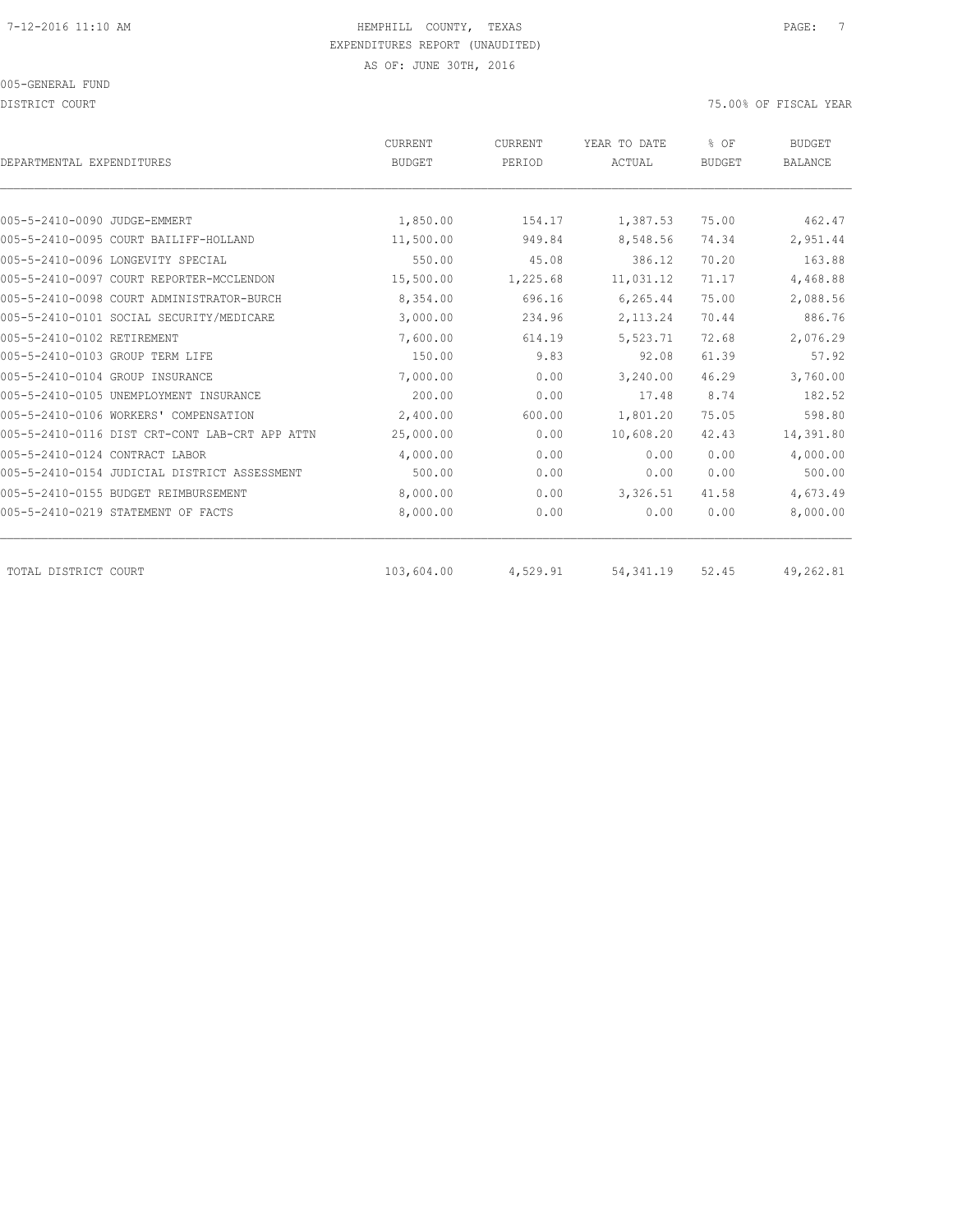HEMPHILL COUNTY, TEXAS

EXPENDITURES REPORT (UNAUDITED)

AS OF: JUNE 30TH, 2016

005-GENERAL FUND

DISTRICT COURT

75.00% OF FISCAL YEAR

| DEPARTMENTAL EXPENDITURES | CURRENT BUDGET | CURRENT PERIOD | YEAR TO DATE ACTUAL | % OF BUDGET | BUDGET BALANCE |
|---|---|---|---|---|---|
| 005-5-2410-0090 JUDGE-EMMERT | 1,850.00 | 154.17 | 1,387.53 | 75.00 | 462.47 |
| 005-5-2410-0095 COURT BAILIFF-HOLLAND | 11,500.00 | 949.84 | 8,548.56 | 74.34 | 2,951.44 |
| 005-5-2410-0096 LONGEVITY SPECIAL | 550.00 | 45.08 | 386.12 | 70.20 | 163.88 |
| 005-5-2410-0097 COURT REPORTER-MCCLENDON | 15,500.00 | 1,225.68 | 11,031.12 | 71.17 | 4,468.88 |
| 005-5-2410-0098 COURT ADMINISTRATOR-BURCH | 8,354.00 | 696.16 | 6,265.44 | 75.00 | 2,088.56 |
| 005-5-2410-0101 SOCIAL SECURITY/MEDICARE | 3,000.00 | 234.96 | 2,113.24 | 70.44 | 886.76 |
| 005-5-2410-0102 RETIREMENT | 7,600.00 | 614.19 | 5,523.71 | 72.68 | 2,076.29 |
| 005-5-2410-0103 GROUP TERM LIFE | 150.00 | 9.83 | 92.08 | 61.39 | 57.92 |
| 005-5-2410-0104 GROUP INSURANCE | 7,000.00 | 0.00 | 3,240.00 | 46.29 | 3,760.00 |
| 005-5-2410-0105 UNEMPLOYMENT INSURANCE | 200.00 | 0.00 | 17.48 | 8.74 | 182.52 |
| 005-5-2410-0106 WORKERS' COMPENSATION | 2,400.00 | 600.00 | 1,801.20 | 75.05 | 598.80 |
| 005-5-2410-0116 DIST CRT-CONT LAB-CRT APP ATTN | 25,000.00 | 0.00 | 10,608.20 | 42.43 | 14,391.80 |
| 005-5-2410-0124 CONTRACT LABOR | 4,000.00 | 0.00 | 0.00 | 0.00 | 4,000.00 |
| 005-5-2410-0154 JUDICIAL DISTRICT ASSESSMENT | 500.00 | 0.00 | 0.00 | 0.00 | 500.00 |
| 005-5-2410-0155 BUDGET REIMBURSEMENT | 8,000.00 | 0.00 | 3,326.51 | 41.58 | 4,673.49 |
| 005-5-2410-0219 STATEMENT OF FACTS | 8,000.00 | 0.00 | 0.00 | 0.00 | 8,000.00 |
| TOTAL DISTRICT COURT | 103,604.00 | 4,529.91 | 54,341.19 | 52.45 | 49,262.81 |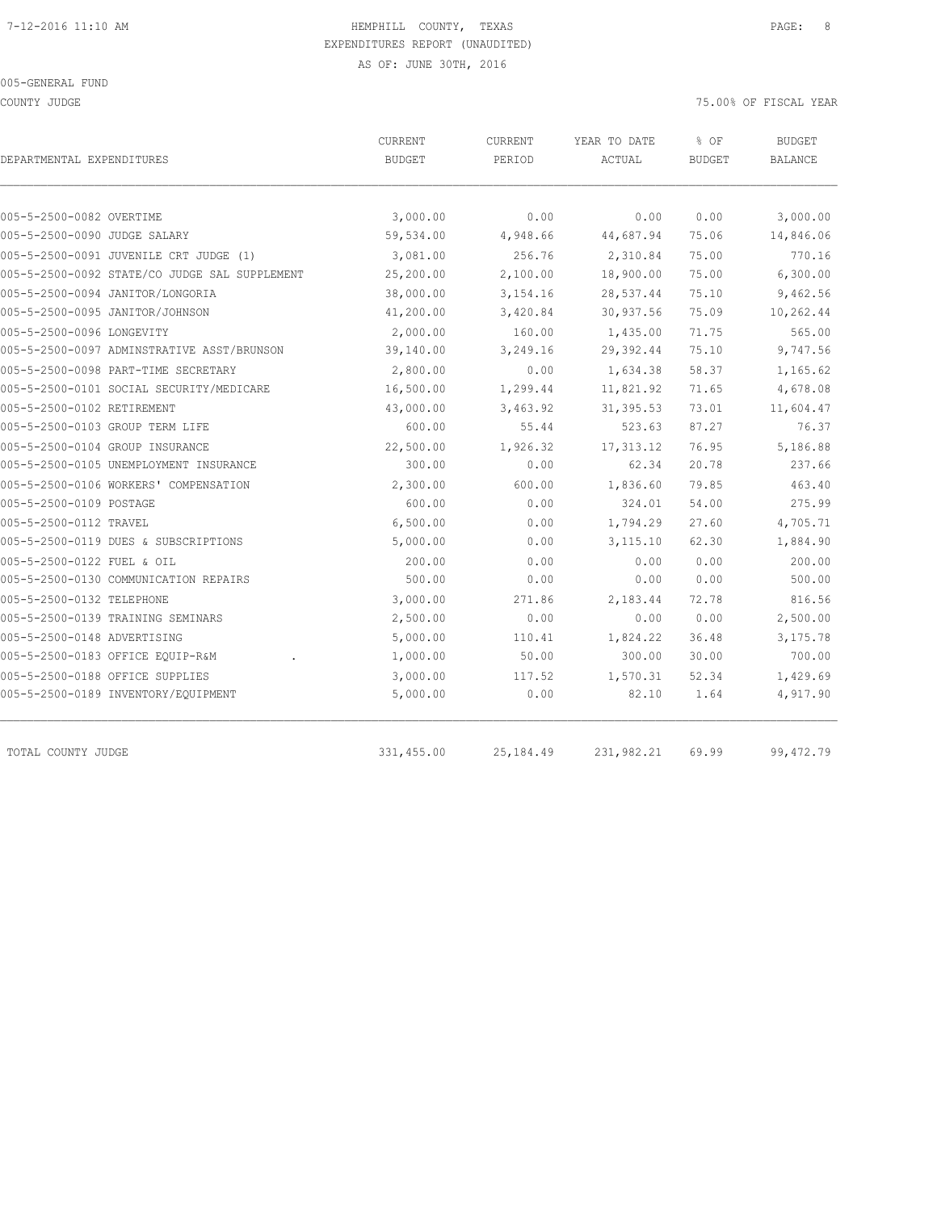HEMPHILL COUNTY, TEXAS
EXPENDITURES REPORT (UNAUDITED)
AS OF: JUNE 30TH, 2016

005-GENERAL FUND

COUNTY JUDGE

75.00% OF FISCAL YEAR

| DEPARTMENTAL EXPENDITURES | CURRENT BUDGET | CURRENT PERIOD | YEAR TO DATE ACTUAL | % OF BUDGET | BUDGET BALANCE |
|---|---|---|---|---|---|
| 005-5-2500-0082 OVERTIME | 3,000.00 | 0.00 | 0.00 | 0.00 | 3,000.00 |
| 005-5-2500-0090 JUDGE SALARY | 59,534.00 | 4,948.66 | 44,687.94 | 75.06 | 14,846.06 |
| 005-5-2500-0091 JUVENILE CRT JUDGE (1) | 3,081.00 | 256.76 | 2,310.84 | 75.00 | 770.16 |
| 005-5-2500-0092 STATE/CO JUDGE SAL SUPPLEMENT | 25,200.00 | 2,100.00 | 18,900.00 | 75.00 | 6,300.00 |
| 005-5-2500-0094 JANITOR/LONGORIA | 38,000.00 | 3,154.16 | 28,537.44 | 75.10 | 9,462.56 |
| 005-5-2500-0095 JANITOR/JOHNSON | 41,200.00 | 3,420.84 | 30,937.56 | 75.09 | 10,262.44 |
| 005-5-2500-0096 LONGEVITY | 2,000.00 | 160.00 | 1,435.00 | 71.75 | 565.00 |
| 005-5-2500-0097 ADMINSTRATIVE ASST/BRUNSON | 39,140.00 | 3,249.16 | 29,392.44 | 75.10 | 9,747.56 |
| 005-5-2500-0098 PART-TIME SECRETARY | 2,800.00 | 0.00 | 1,634.38 | 58.37 | 1,165.62 |
| 005-5-2500-0101 SOCIAL SECURITY/MEDICARE | 16,500.00 | 1,299.44 | 11,821.92 | 71.65 | 4,678.08 |
| 005-5-2500-0102 RETIREMENT | 43,000.00 | 3,463.92 | 31,395.53 | 73.01 | 11,604.47 |
| 005-5-2500-0103 GROUP TERM LIFE | 600.00 | 55.44 | 523.63 | 87.27 | 76.37 |
| 005-5-2500-0104 GROUP INSURANCE | 22,500.00 | 1,926.32 | 17,313.12 | 76.95 | 5,186.88 |
| 005-5-2500-0105 UNEMPLOYMENT INSURANCE | 300.00 | 0.00 | 62.34 | 20.78 | 237.66 |
| 005-5-2500-0106 WORKERS' COMPENSATION | 2,300.00 | 600.00 | 1,836.60 | 79.85 | 463.40 |
| 005-5-2500-0109 POSTAGE | 600.00 | 0.00 | 324.01 | 54.00 | 275.99 |
| 005-5-2500-0112 TRAVEL | 6,500.00 | 0.00 | 1,794.29 | 27.60 | 4,705.71 |
| 005-5-2500-0119 DUES & SUBSCRIPTIONS | 5,000.00 | 0.00 | 3,115.10 | 62.30 | 1,884.90 |
| 005-5-2500-0122 FUEL & OIL | 200.00 | 0.00 | 0.00 | 0.00 | 200.00 |
| 005-5-2500-0130 COMMUNICATION REPAIRS | 500.00 | 0.00 | 0.00 | 0.00 | 500.00 |
| 005-5-2500-0132 TELEPHONE | 3,000.00 | 271.86 | 2,183.44 | 72.78 | 816.56 |
| 005-5-2500-0139 TRAINING SEMINARS | 2,500.00 | 0.00 | 0.00 | 0.00 | 2,500.00 |
| 005-5-2500-0148 ADVERTISING | 5,000.00 | 110.41 | 1,824.22 | 36.48 | 3,175.78 |
| 005-5-2500-0183 OFFICE EQUIP-R&M . | 1,000.00 | 50.00 | 300.00 | 30.00 | 700.00 |
| 005-5-2500-0188 OFFICE SUPPLIES | 3,000.00 | 117.52 | 1,570.31 | 52.34 | 1,429.69 |
| 005-5-2500-0189 INVENTORY/EQUIPMENT | 5,000.00 | 0.00 | 82.10 | 1.64 | 4,917.90 |
| TOTAL COUNTY JUDGE | 331,455.00 | 25,184.49 | 231,982.21 | 69.99 | 99,472.79 |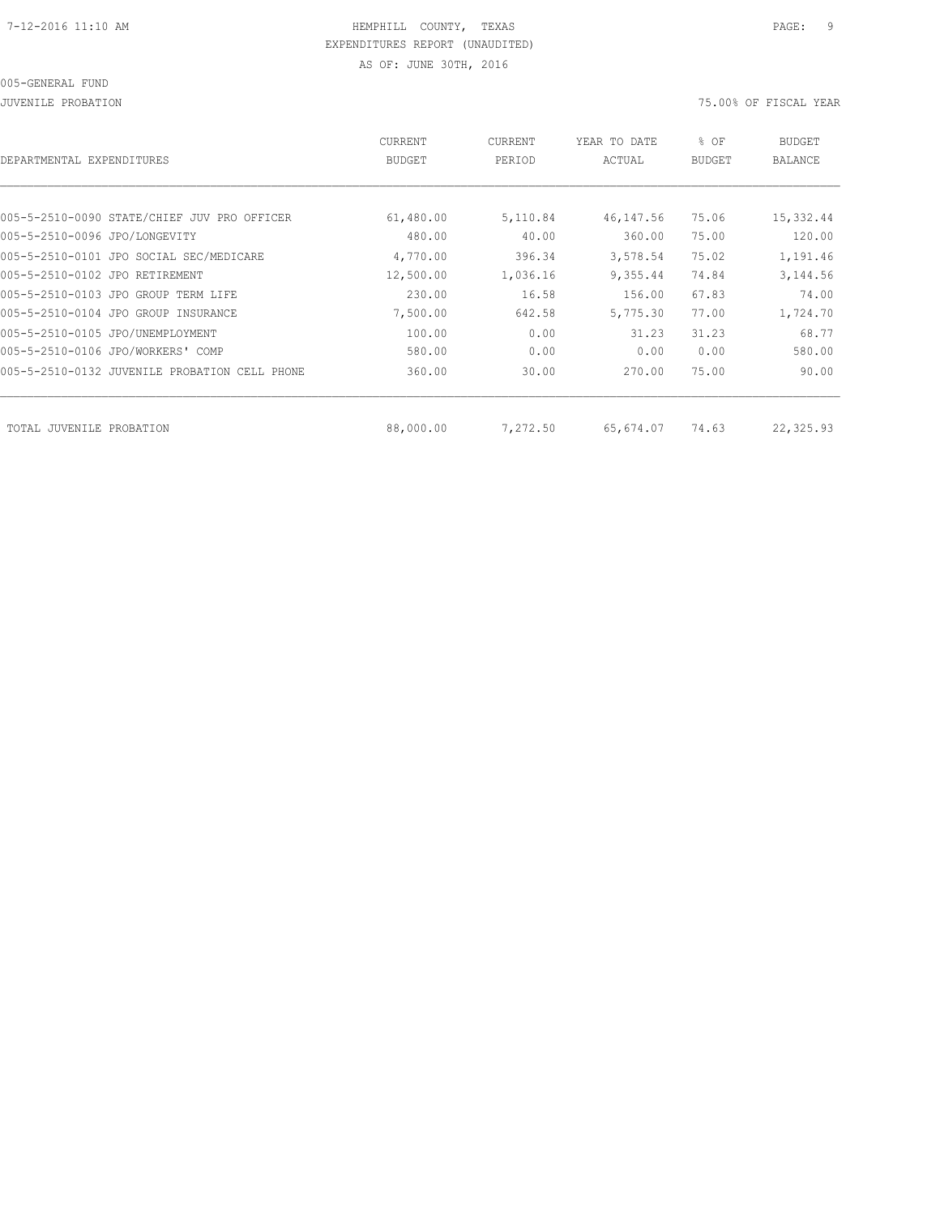HEMPHILL COUNTY, TEXAS
EXPENDITURES REPORT (UNAUDITED)
AS OF: JUNE 30TH, 2016

005-GENERAL FUND

JUVENILE PROBATION

75.00% OF FISCAL YEAR

| DEPARTMENTAL EXPENDITURES | CURRENT BUDGET | CURRENT PERIOD | YEAR TO DATE ACTUAL | % OF BUDGET | BUDGET BALANCE |
|---|---|---|---|---|---|
| 005-5-2510-0090 STATE/CHIEF JUV PRO OFFICER | 61,480.00 | 5,110.84 | 46,147.56 | 75.06 | 15,332.44 |
| 005-5-2510-0096 JPO/LONGEVITY | 480.00 | 40.00 | 360.00 | 75.00 | 120.00 |
| 005-5-2510-0101 JPO SOCIAL SEC/MEDICARE | 4,770.00 | 396.34 | 3,578.54 | 75.02 | 1,191.46 |
| 005-5-2510-0102 JPO RETIREMENT | 12,500.00 | 1,036.16 | 9,355.44 | 74.84 | 3,144.56 |
| 005-5-2510-0103 JPO GROUP TERM LIFE | 230.00 | 16.58 | 156.00 | 67.83 | 74.00 |
| 005-5-2510-0104 JPO GROUP INSURANCE | 7,500.00 | 642.58 | 5,775.30 | 77.00 | 1,724.70 |
| 005-5-2510-0105 JPO/UNEMPLOYMENT | 100.00 | 0.00 | 31.23 | 31.23 | 68.77 |
| 005-5-2510-0106 JPO/WORKERS' COMP | 580.00 | 0.00 | 0.00 | 0.00 | 580.00 |
| 005-5-2510-0132 JUVENILE PROBATION CELL PHONE | 360.00 | 30.00 | 270.00 | 75.00 | 90.00 |
| TOTAL JUVENILE PROBATION | 88,000.00 | 7,272.50 | 65,674.07 | 74.63 | 22,325.93 |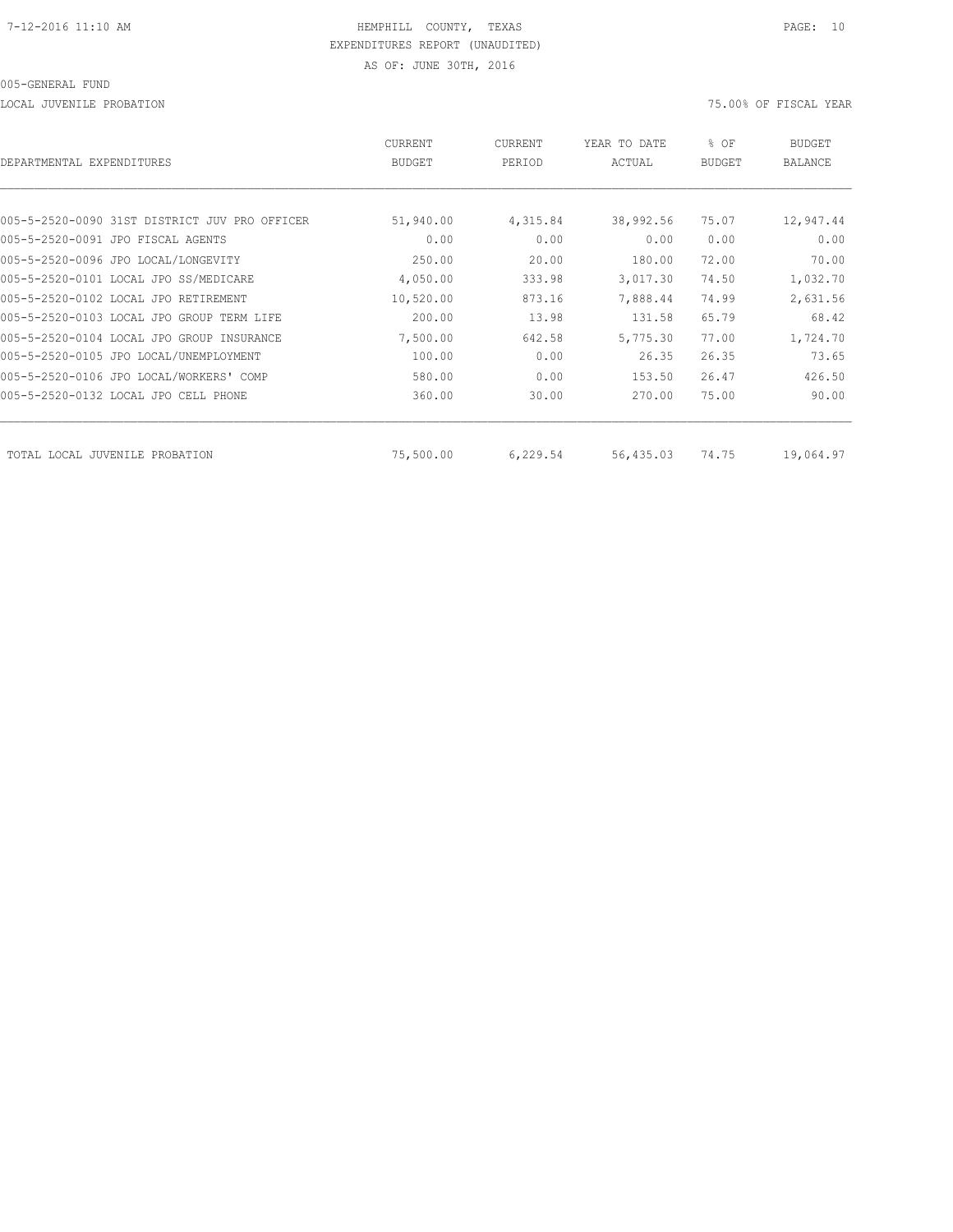# HEMPHILL COUNTY, TEXAS

EXPENDITURES REPORT (UNAUDITED)

AS OF: JUNE 30TH, 2016

005-GENERAL FUND

LOCAL JUVENILE PROBATION

75.00% OF FISCAL YEAR

| DEPARTMENTAL EXPENDITURES | CURRENT BUDGET | CURRENT PERIOD | YEAR TO DATE ACTUAL | % OF BUDGET | BUDGET BALANCE |
|---|---|---|---|---|---|
| 005-5-2520-0090 31ST DISTRICT JUV PRO OFFICER | 51,940.00 | 4,315.84 | 38,992.56 | 75.07 | 12,947.44 |
| 005-5-2520-0091 JPO FISCAL AGENTS | 0.00 | 0.00 | 0.00 | 0.00 | 0.00 |
| 005-5-2520-0096 JPO LOCAL/LONGEVITY | 250.00 | 20.00 | 180.00 | 72.00 | 70.00 |
| 005-5-2520-0101 LOCAL JPO SS/MEDICARE | 4,050.00 | 333.98 | 3,017.30 | 74.50 | 1,032.70 |
| 005-5-2520-0102 LOCAL JPO RETIREMENT | 10,520.00 | 873.16 | 7,888.44 | 74.99 | 2,631.56 |
| 005-5-2520-0103 LOCAL JPO GROUP TERM LIFE | 200.00 | 13.98 | 131.58 | 65.79 | 68.42 |
| 005-5-2520-0104 LOCAL JPO GROUP INSURANCE | 7,500.00 | 642.58 | 5,775.30 | 77.00 | 1,724.70 |
| 005-5-2520-0105 JPO LOCAL/UNEMPLOYMENT | 100.00 | 0.00 | 26.35 | 26.35 | 73.65 |
| 005-5-2520-0106 JPO LOCAL/WORKERS' COMP | 580.00 | 0.00 | 153.50 | 26.47 | 426.50 |
| 005-5-2520-0132 LOCAL JPO CELL PHONE | 360.00 | 30.00 | 270.00 | 75.00 | 90.00 |
| TOTAL LOCAL JUVENILE PROBATION | 75,500.00 | 6,229.54 | 56,435.03 | 74.75 | 19,064.97 |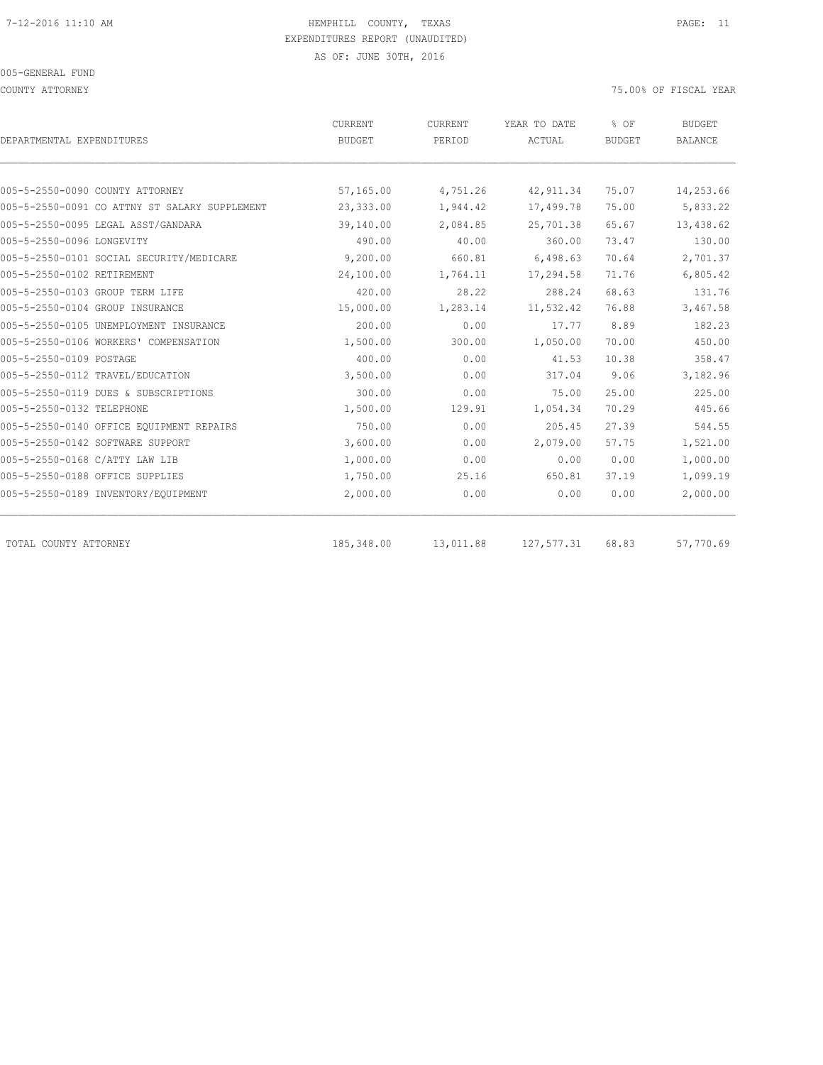HEMPHILL COUNTY, TEXAS
EXPENDITURES REPORT (UNAUDITED)
AS OF: JUNE 30TH, 2016

005-GENERAL FUND

COUNTY ATTORNEY

75.00% OF FISCAL YEAR

| DEPARTMENTAL EXPENDITURES | CURRENT BUDGET | CURRENT PERIOD | YEAR TO DATE ACTUAL | % OF BUDGET | BUDGET BALANCE |
|---|---|---|---|---|---|
| 005-5-2550-0090 COUNTY ATTORNEY | 57,165.00 | 4,751.26 | 42,911.34 | 75.07 | 14,253.66 |
| 005-5-2550-0091 CO ATTNY ST SALARY SUPPLEMENT | 23,333.00 | 1,944.42 | 17,499.78 | 75.00 | 5,833.22 |
| 005-5-2550-0095 LEGAL ASST/GANDARA | 39,140.00 | 2,084.85 | 25,701.38 | 65.67 | 13,438.62 |
| 005-5-2550-0096 LONGEVITY | 490.00 | 40.00 | 360.00 | 73.47 | 130.00 |
| 005-5-2550-0101 SOCIAL SECURITY/MEDICARE | 9,200.00 | 660.81 | 6,498.63 | 70.64 | 2,701.37 |
| 005-5-2550-0102 RETIREMENT | 24,100.00 | 1,764.11 | 17,294.58 | 71.76 | 6,805.42 |
| 005-5-2550-0103 GROUP TERM LIFE | 420.00 | 28.22 | 288.24 | 68.63 | 131.76 |
| 005-5-2550-0104 GROUP INSURANCE | 15,000.00 | 1,283.14 | 11,532.42 | 76.88 | 3,467.58 |
| 005-5-2550-0105 UNEMPLOYMENT INSURANCE | 200.00 | 0.00 | 17.77 | 8.89 | 182.23 |
| 005-5-2550-0106 WORKERS' COMPENSATION | 1,500.00 | 300.00 | 1,050.00 | 70.00 | 450.00 |
| 005-5-2550-0109 POSTAGE | 400.00 | 0.00 | 41.53 | 10.38 | 358.47 |
| 005-5-2550-0112 TRAVEL/EDUCATION | 3,500.00 | 0.00 | 317.04 | 9.06 | 3,182.96 |
| 005-5-2550-0119 DUES & SUBSCRIPTIONS | 300.00 | 0.00 | 75.00 | 25.00 | 225.00 |
| 005-5-2550-0132 TELEPHONE | 1,500.00 | 129.91 | 1,054.34 | 70.29 | 445.66 |
| 005-5-2550-0140 OFFICE EQUIPMENT REPAIRS | 750.00 | 0.00 | 205.45 | 27.39 | 544.55 |
| 005-5-2550-0142 SOFTWARE SUPPORT | 3,600.00 | 0.00 | 2,079.00 | 57.75 | 1,521.00 |
| 005-5-2550-0168 C/ATTY LAW LIB | 1,000.00 | 0.00 | 0.00 | 0.00 | 1,000.00 |
| 005-5-2550-0188 OFFICE SUPPLIES | 1,750.00 | 25.16 | 650.81 | 37.19 | 1,099.19 |
| 005-5-2550-0189 INVENTORY/EQUIPMENT | 2,000.00 | 0.00 | 0.00 | 0.00 | 2,000.00 |
| TOTAL COUNTY ATTORNEY | 185,348.00 | 13,011.88 | 127,577.31 | 68.83 | 57,770.69 |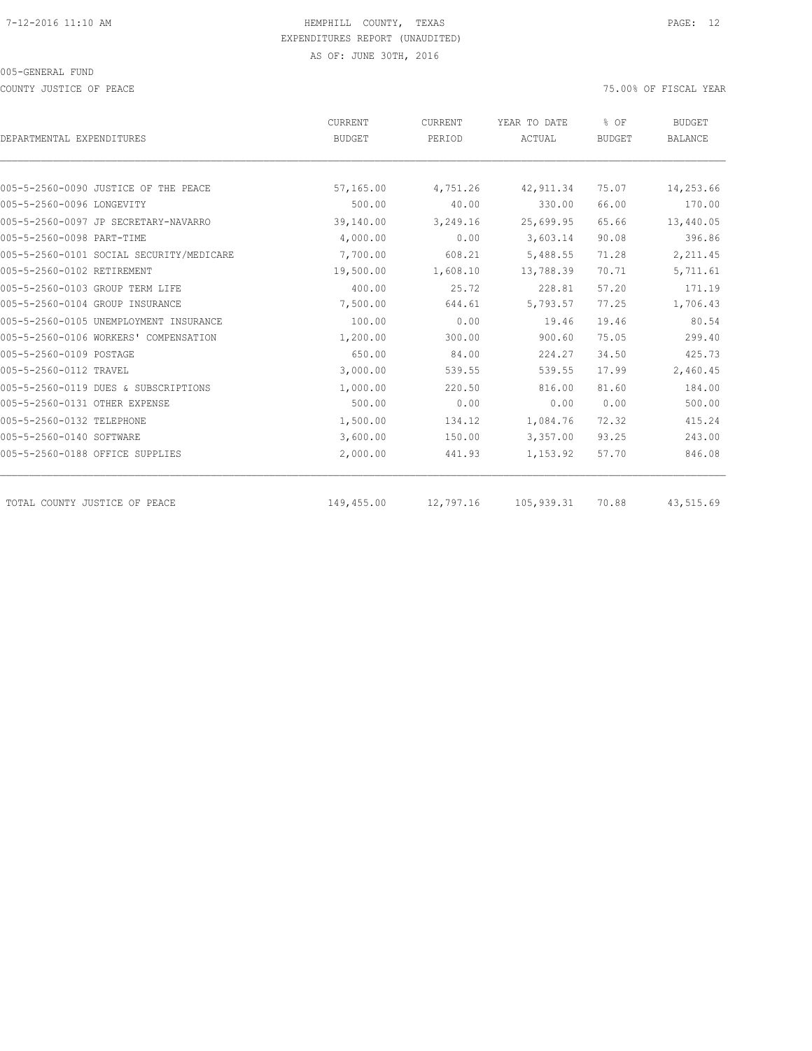HEMPHILL COUNTY, TEXAS
EXPENDITURES REPORT (UNAUDITED)
AS OF: JUNE 30TH, 2016

005-GENERAL FUND

COUNTY JUSTICE OF PEACE

75.00% OF FISCAL YEAR

| DEPARTMENTAL EXPENDITURES | CURRENT BUDGET | CURRENT PERIOD | YEAR TO DATE ACTUAL | % OF BUDGET | BUDGET BALANCE |
|---|---|---|---|---|---|
| 005-5-2560-0090 JUSTICE OF THE PEACE | 57,165.00 | 4,751.26 | 42,911.34 | 75.07 | 14,253.66 |
| 005-5-2560-0096 LONGEVITY | 500.00 | 40.00 | 330.00 | 66.00 | 170.00 |
| 005-5-2560-0097 JP SECRETARY-NAVARRO | 39,140.00 | 3,249.16 | 25,699.95 | 65.66 | 13,440.05 |
| 005-5-2560-0098 PART-TIME | 4,000.00 | 0.00 | 3,603.14 | 90.08 | 396.86 |
| 005-5-2560-0101 SOCIAL SECURITY/MEDICARE | 7,700.00 | 608.21 | 5,488.55 | 71.28 | 2,211.45 |
| 005-5-2560-0102 RETIREMENT | 19,500.00 | 1,608.10 | 13,788.39 | 70.71 | 5,711.61 |
| 005-5-2560-0103 GROUP TERM LIFE | 400.00 | 25.72 | 228.81 | 57.20 | 171.19 |
| 005-5-2560-0104 GROUP INSURANCE | 7,500.00 | 644.61 | 5,793.57 | 77.25 | 1,706.43 |
| 005-5-2560-0105 UNEMPLOYMENT INSURANCE | 100.00 | 0.00 | 19.46 | 19.46 | 80.54 |
| 005-5-2560-0106 WORKERS' COMPENSATION | 1,200.00 | 300.00 | 900.60 | 75.05 | 299.40 |
| 005-5-2560-0109 POSTAGE | 650.00 | 84.00 | 224.27 | 34.50 | 425.73 |
| 005-5-2560-0112 TRAVEL | 3,000.00 | 539.55 | 539.55 | 17.99 | 2,460.45 |
| 005-5-2560-0119 DUES & SUBSCRIPTIONS | 1,000.00 | 220.50 | 816.00 | 81.60 | 184.00 |
| 005-5-2560-0131 OTHER EXPENSE | 500.00 | 0.00 | 0.00 | 0.00 | 500.00 |
| 005-5-2560-0132 TELEPHONE | 1,500.00 | 134.12 | 1,084.76 | 72.32 | 415.24 |
| 005-5-2560-0140 SOFTWARE | 3,600.00 | 150.00 | 3,357.00 | 93.25 | 243.00 |
| 005-5-2560-0188 OFFICE SUPPLIES | 2,000.00 | 441.93 | 1,153.92 | 57.70 | 846.08 |
| TOTAL COUNTY JUSTICE OF PEACE | 149,455.00 | 12,797.16 | 105,939.31 | 70.88 | 43,515.69 |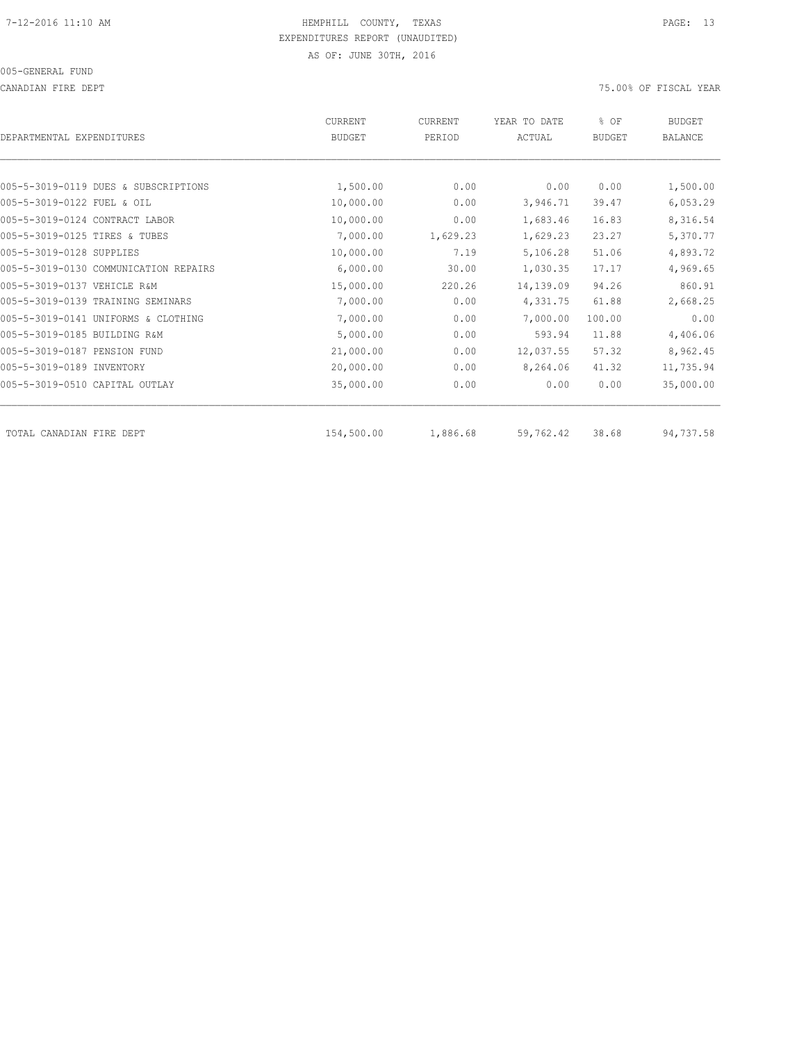HEMPHILL COUNTY, TEXAS
EXPENDITURES REPORT (UNAUDITED)
AS OF: JUNE 30TH, 2016

005-GENERAL FUND

CANADIAN FIRE DEPT

75.00% OF FISCAL YEAR

| DEPARTMENTAL EXPENDITURES | CURRENT BUDGET | CURRENT PERIOD | YEAR TO DATE ACTUAL | % OF BUDGET | BUDGET BALANCE |
|---|---|---|---|---|---|
| 005-5-3019-0119 DUES & SUBSCRIPTIONS | 1,500.00 | 0.00 | 0.00 | 0.00 | 1,500.00 |
| 005-5-3019-0122 FUEL & OIL | 10,000.00 | 0.00 | 3,946.71 | 39.47 | 6,053.29 |
| 005-5-3019-0124 CONTRACT LABOR | 10,000.00 | 0.00 | 1,683.46 | 16.83 | 8,316.54 |
| 005-5-3019-0125 TIRES & TUBES | 7,000.00 | 1,629.23 | 1,629.23 | 23.27 | 5,370.77 |
| 005-5-3019-0128 SUPPLIES | 10,000.00 | 7.19 | 5,106.28 | 51.06 | 4,893.72 |
| 005-5-3019-0130 COMMUNICATION REPAIRS | 6,000.00 | 30.00 | 1,030.35 | 17.17 | 4,969.65 |
| 005-5-3019-0137 VEHICLE R&M | 15,000.00 | 220.26 | 14,139.09 | 94.26 | 860.91 |
| 005-5-3019-0139 TRAINING SEMINARS | 7,000.00 | 0.00 | 4,331.75 | 61.88 | 2,668.25 |
| 005-5-3019-0141 UNIFORMS & CLOTHING | 7,000.00 | 0.00 | 7,000.00 | 100.00 | 0.00 |
| 005-5-3019-0185 BUILDING R&M | 5,000.00 | 0.00 | 593.94 | 11.88 | 4,406.06 |
| 005-5-3019-0187 PENSION FUND | 21,000.00 | 0.00 | 12,037.55 | 57.32 | 8,962.45 |
| 005-5-3019-0189 INVENTORY | 20,000.00 | 0.00 | 8,264.06 | 41.32 | 11,735.94 |
| 005-5-3019-0510 CAPITAL OUTLAY | 35,000.00 | 0.00 | 0.00 | 0.00 | 35,000.00 |
| TOTAL CANADIAN FIRE DEPT | 154,500.00 | 1,886.68 | 59,762.42 | 38.68 | 94,737.58 |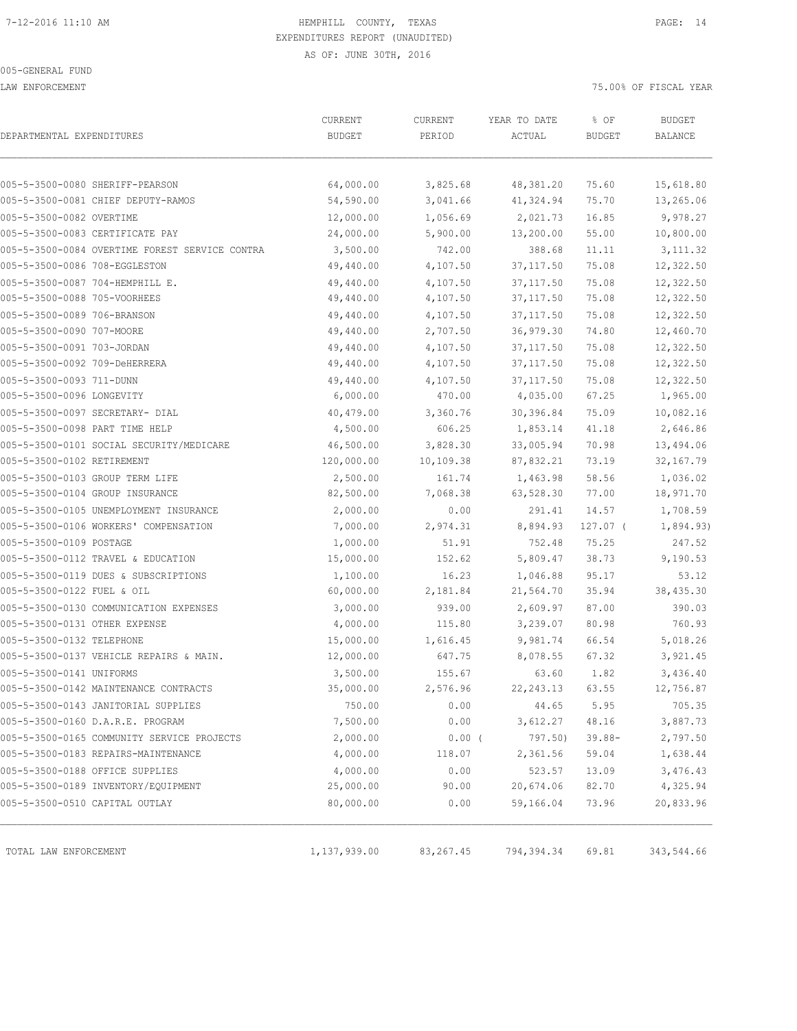HEMPHILL COUNTY, TEXAS
EXPENDITURES REPORT (UNAUDITED)
AS OF: JUNE 30TH, 2016

005-GENERAL FUND

LAW ENFORCEMENT

75.00% OF FISCAL YEAR

| DEPARTMENTAL EXPENDITURES | CURRENT BUDGET | CURRENT PERIOD | YEAR TO DATE ACTUAL | % OF BUDGET | BUDGET BALANCE |
|---|---|---|---|---|---|
| 005-5-3500-0080 SHERIFF-PEARSON | 64,000.00 | 3,825.68 | 48,381.20 | 75.60 | 15,618.80 |
| 005-5-3500-0081 CHIEF DEPUTY-RAMOS | 54,590.00 | 3,041.66 | 41,324.94 | 75.70 | 13,265.06 |
| 005-5-3500-0082 OVERTIME | 12,000.00 | 1,056.69 | 2,021.73 | 16.85 | 9,978.27 |
| 005-5-3500-0083 CERTIFICATE PAY | 24,000.00 | 5,900.00 | 13,200.00 | 55.00 | 10,800.00 |
| 005-5-3500-0084 OVERTIME FOREST SERVICE CONTRA | 3,500.00 | 742.00 | 388.68 | 11.11 | 3,111.32 |
| 005-5-3500-0086 708-EGGLESTON | 49,440.00 | 4,107.50 | 37,117.50 | 75.08 | 12,322.50 |
| 005-5-3500-0087 704-HEMPHILL E. | 49,440.00 | 4,107.50 | 37,117.50 | 75.08 | 12,322.50 |
| 005-5-3500-0088 705-VOORHEES | 49,440.00 | 4,107.50 | 37,117.50 | 75.08 | 12,322.50 |
| 005-5-3500-0089 706-BRANSON | 49,440.00 | 4,107.50 | 37,117.50 | 75.08 | 12,322.50 |
| 005-5-3500-0090 707-MOORE | 49,440.00 | 2,707.50 | 36,979.30 | 74.80 | 12,460.70 |
| 005-5-3500-0091 703-JORDAN | 49,440.00 | 4,107.50 | 37,117.50 | 75.08 | 12,322.50 |
| 005-5-3500-0092 709-DeHERRERA | 49,440.00 | 4,107.50 | 37,117.50 | 75.08 | 12,322.50 |
| 005-5-3500-0093 711-DUNN | 49,440.00 | 4,107.50 | 37,117.50 | 75.08 | 12,322.50 |
| 005-5-3500-0096 LONGEVITY | 6,000.00 | 470.00 | 4,035.00 | 67.25 | 1,965.00 |
| 005-5-3500-0097 SECRETARY- DIAL | 40,479.00 | 3,360.76 | 30,396.84 | 75.09 | 10,082.16 |
| 005-5-3500-0098 PART TIME HELP | 4,500.00 | 606.25 | 1,853.14 | 41.18 | 2,646.86 |
| 005-5-3500-0101 SOCIAL SECURITY/MEDICARE | 46,500.00 | 3,828.30 | 33,005.94 | 70.98 | 13,494.06 |
| 005-5-3500-0102 RETIREMENT | 120,000.00 | 10,109.38 | 87,832.21 | 73.19 | 32,167.79 |
| 005-5-3500-0103 GROUP TERM LIFE | 2,500.00 | 161.74 | 1,463.98 | 58.56 | 1,036.02 |
| 005-5-3500-0104 GROUP INSURANCE | 82,500.00 | 7,068.38 | 63,528.30 | 77.00 | 18,971.70 |
| 005-5-3500-0105 UNEMPLOYMENT INSURANCE | 2,000.00 | 0.00 | 291.41 | 14.57 | 1,708.59 |
| 005-5-3500-0106 WORKERS' COMPENSATION | 7,000.00 | 2,974.31 | 8,894.93 | 127.07 | ( 1,894.93) |
| 005-5-3500-0109 POSTAGE | 1,000.00 | 51.91 | 752.48 | 75.25 | 247.52 |
| 005-5-3500-0112 TRAVEL & EDUCATION | 15,000.00 | 152.62 | 5,809.47 | 38.73 | 9,190.53 |
| 005-5-3500-0119 DUES & SUBSCRIPTIONS | 1,100.00 | 16.23 | 1,046.88 | 95.17 | 53.12 |
| 005-5-3500-0122 FUEL & OIL | 60,000.00 | 2,181.84 | 21,564.70 | 35.94 | 38,435.30 |
| 005-5-3500-0130 COMMUNICATION EXPENSES | 3,000.00 | 939.00 | 2,609.97 | 87.00 | 390.03 |
| 005-5-3500-0131 OTHER EXPENSE | 4,000.00 | 115.80 | 3,239.07 | 80.98 | 760.93 |
| 005-5-3500-0132 TELEPHONE | 15,000.00 | 1,616.45 | 9,981.74 | 66.54 | 5,018.26 |
| 005-5-3500-0137 VEHICLE REPAIRS & MAIN. | 12,000.00 | 647.75 | 8,078.55 | 67.32 | 3,921.45 |
| 005-5-3500-0141 UNIFORMS | 3,500.00 | 155.67 | 63.60 | 1.82 | 3,436.40 |
| 005-5-3500-0142 MAINTENANCE CONTRACTS | 35,000.00 | 2,576.96 | 22,243.13 | 63.55 | 12,756.87 |
| 005-5-3500-0143 JANITORIAL SUPPLIES | 750.00 | 0.00 | 44.65 | 5.95 | 705.35 |
| 005-5-3500-0160 D.A.R.E. PROGRAM | 7,500.00 | 0.00 | 3,612.27 | 48.16 | 3,887.73 |
| 005-5-3500-0165 COMMUNITY SERVICE PROJECTS | 2,000.00 | 0.00 | ( 797.50) | 39.88- | 2,797.50 |
| 005-5-3500-0183 REPAIRS-MAINTENANCE | 4,000.00 | 118.07 | 2,361.56 | 59.04 | 1,638.44 |
| 005-5-3500-0188 OFFICE SUPPLIES | 4,000.00 | 0.00 | 523.57 | 13.09 | 3,476.43 |
| 005-5-3500-0189 INVENTORY/EQUIPMENT | 25,000.00 | 90.00 | 20,674.06 | 82.70 | 4,325.94 |
| 005-5-3500-0510 CAPITAL OUTLAY | 80,000.00 | 0.00 | 59,166.04 | 73.96 | 20,833.96 |
| TOTAL LAW ENFORCEMENT | 1,137,939.00 | 83,267.45 | 794,394.34 | 69.81 | 343,544.66 |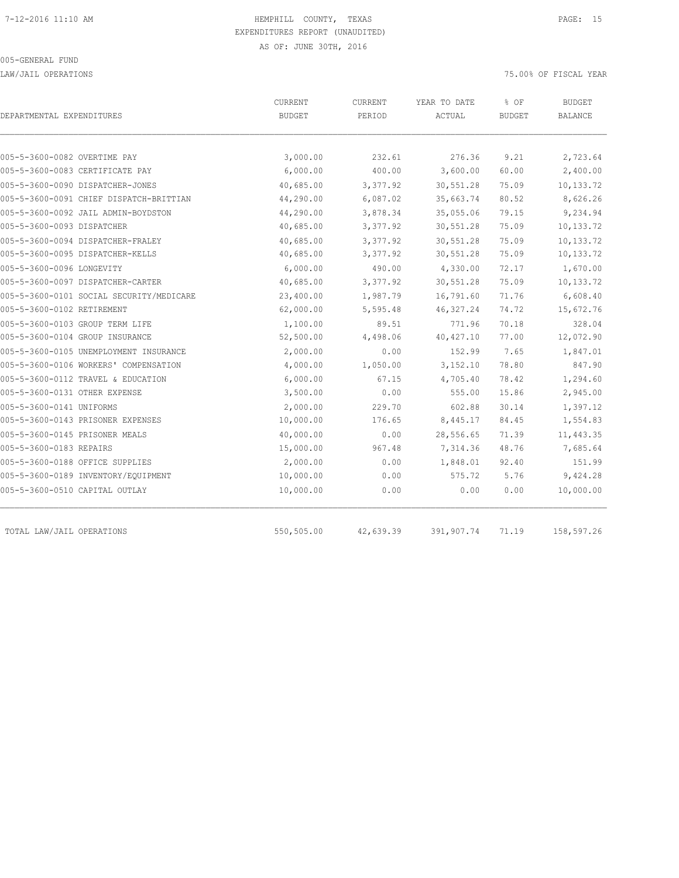HEMPHILL COUNTY, TEXAS
EXPENDITURES REPORT (UNAUDITED)
AS OF: JUNE 30TH, 2016

005-GENERAL FUND

LAW/JAIL OPERATIONS

75.00% OF FISCAL YEAR

| DEPARTMENTAL EXPENDITURES | CURRENT BUDGET | CURRENT PERIOD | YEAR TO DATE ACTUAL | % OF BUDGET | BUDGET BALANCE |
|---|---|---|---|---|---|
| 005-5-3600-0082 OVERTIME PAY | 3,000.00 | 232.61 | 276.36 | 9.21 | 2,723.64 |
| 005-5-3600-0083 CERTIFICATE PAY | 6,000.00 | 400.00 | 3,600.00 | 60.00 | 2,400.00 |
| 005-5-3600-0090 DISPATCHER-JONES | 40,685.00 | 3,377.92 | 30,551.28 | 75.09 | 10,133.72 |
| 005-5-3600-0091 CHIEF DISPATCH-BRITTIAN | 44,290.00 | 6,087.02 | 35,663.74 | 80.52 | 8,626.26 |
| 005-5-3600-0092 JAIL ADMIN-BOYDSTON | 44,290.00 | 3,878.34 | 35,055.06 | 79.15 | 9,234.94 |
| 005-5-3600-0093 DISPATCHER | 40,685.00 | 3,377.92 | 30,551.28 | 75.09 | 10,133.72 |
| 005-5-3600-0094 DISPATCHER-FRALEY | 40,685.00 | 3,377.92 | 30,551.28 | 75.09 | 10,133.72 |
| 005-5-3600-0095 DISPATCHER-KELLS | 40,685.00 | 3,377.92 | 30,551.28 | 75.09 | 10,133.72 |
| 005-5-3600-0096 LONGEVITY | 6,000.00 | 490.00 | 4,330.00 | 72.17 | 1,670.00 |
| 005-5-3600-0097 DISPATCHER-CARTER | 40,685.00 | 3,377.92 | 30,551.28 | 75.09 | 10,133.72 |
| 005-5-3600-0101 SOCIAL SECURITY/MEDICARE | 23,400.00 | 1,987.79 | 16,791.60 | 71.76 | 6,608.40 |
| 005-5-3600-0102 RETIREMENT | 62,000.00 | 5,595.48 | 46,327.24 | 74.72 | 15,672.76 |
| 005-5-3600-0103 GROUP TERM LIFE | 1,100.00 | 89.51 | 771.96 | 70.18 | 328.04 |
| 005-5-3600-0104 GROUP INSURANCE | 52,500.00 | 4,498.06 | 40,427.10 | 77.00 | 12,072.90 |
| 005-5-3600-0105 UNEMPLOYMENT INSURANCE | 2,000.00 | 0.00 | 152.99 | 7.65 | 1,847.01 |
| 005-5-3600-0106 WORKERS' COMPENSATION | 4,000.00 | 1,050.00 | 3,152.10 | 78.80 | 847.90 |
| 005-5-3600-0112 TRAVEL & EDUCATION | 6,000.00 | 67.15 | 4,705.40 | 78.42 | 1,294.60 |
| 005-5-3600-0131 OTHER EXPENSE | 3,500.00 | 0.00 | 555.00 | 15.86 | 2,945.00 |
| 005-5-3600-0141 UNIFORMS | 2,000.00 | 229.70 | 602.88 | 30.14 | 1,397.12 |
| 005-5-3600-0143 PRISONER EXPENSES | 10,000.00 | 176.65 | 8,445.17 | 84.45 | 1,554.83 |
| 005-5-3600-0145 PRISONER MEALS | 40,000.00 | 0.00 | 28,556.65 | 71.39 | 11,443.35 |
| 005-5-3600-0183 REPAIRS | 15,000.00 | 967.48 | 7,314.36 | 48.76 | 7,685.64 |
| 005-5-3600-0188 OFFICE SUPPLIES | 2,000.00 | 0.00 | 1,848.01 | 92.40 | 151.99 |
| 005-5-3600-0189 INVENTORY/EQUIPMENT | 10,000.00 | 0.00 | 575.72 | 5.76 | 9,424.28 |
| 005-5-3600-0510 CAPITAL OUTLAY | 10,000.00 | 0.00 | 0.00 | 0.00 | 10,000.00 |
| TOTAL LAW/JAIL OPERATIONS | 550,505.00 | 42,639.39 | 391,907.74 | 71.19 | 158,597.26 |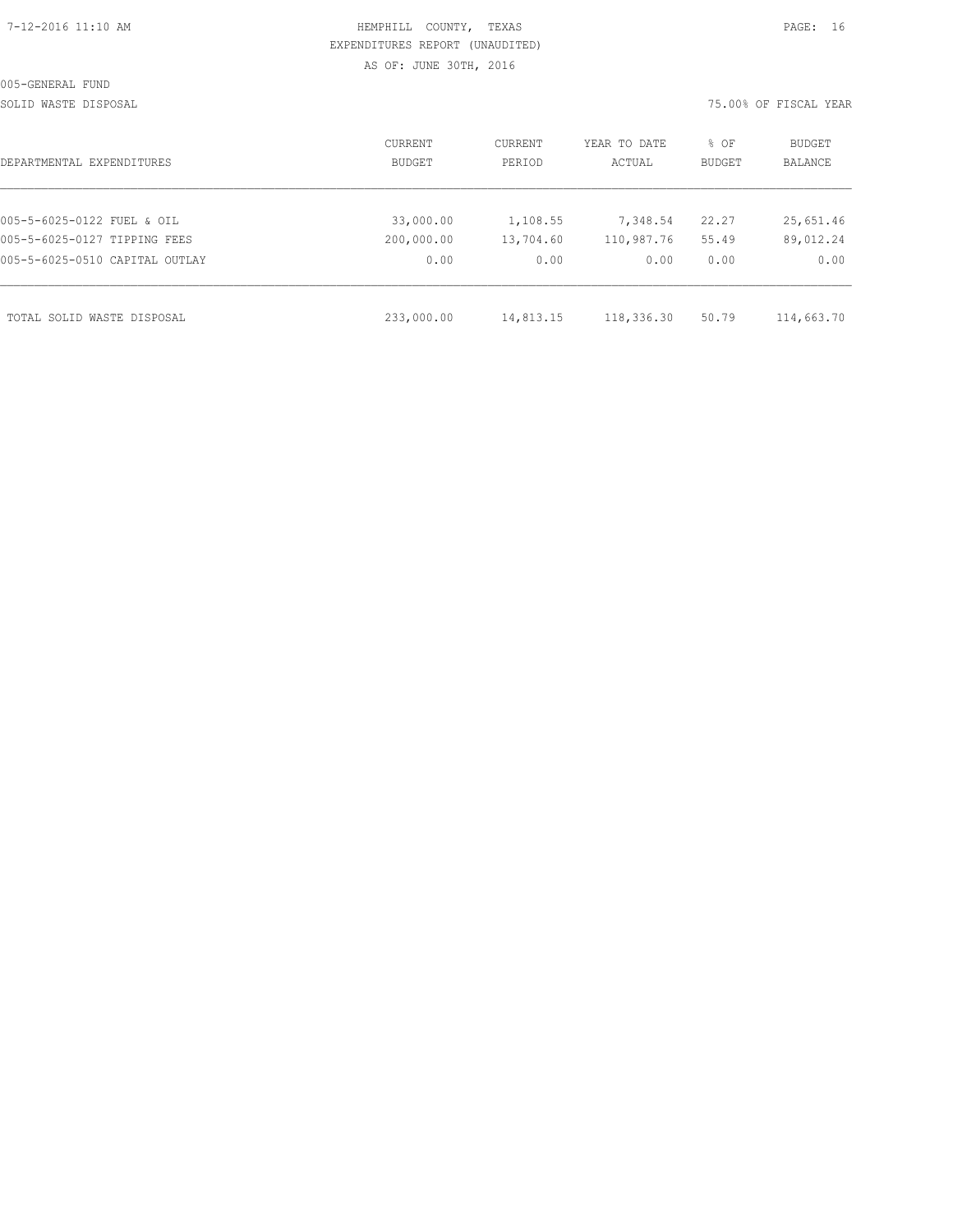005-GENERAL FUND

SOLID WASTE DISPOSAL

75.00% OF FISCAL YEAR

| DEPARTMENTAL EXPENDITURES | CURRENT BUDGET | CURRENT PERIOD | YEAR TO DATE ACTUAL | % OF BUDGET | BUDGET BALANCE |
|---|---|---|---|---|---|
| 005-5-6025-0122 FUEL & OIL | 33,000.00 | 1,108.55 | 7,348.54 | 22.27 | 25,651.46 |
| 005-5-6025-0127 TIPPING FEES | 200,000.00 | 13,704.60 | 110,987.76 | 55.49 | 89,012.24 |
| 005-5-6025-0510 CAPITAL OUTLAY | 0.00 | 0.00 | 0.00 | 0.00 | 0.00 |
| TOTAL SOLID WASTE DISPOSAL | 233,000.00 | 14,813.15 | 118,336.30 | 50.79 | 114,663.70 |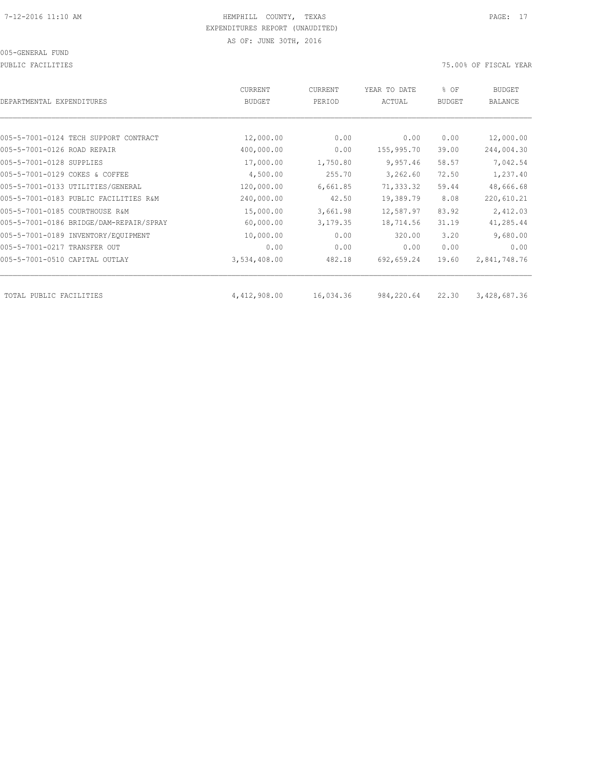HEMPHILL COUNTY, TEXAS
EXPENDITURES REPORT (UNAUDITED)
AS OF: JUNE 30TH, 2016

005-GENERAL FUND

PUBLIC FACILITIES — 75.00% OF FISCAL YEAR

| DEPARTMENTAL EXPENDITURES | CURRENT BUDGET | CURRENT PERIOD | YEAR TO DATE ACTUAL | % OF BUDGET | BUDGET BALANCE |
|---|---|---|---|---|---|
| 005-5-7001-0124 TECH SUPPORT CONTRACT | 12,000.00 | 0.00 | 0.00 | 0.00 | 12,000.00 |
| 005-5-7001-0126 ROAD REPAIR | 400,000.00 | 0.00 | 155,995.70 | 39.00 | 244,004.30 |
| 005-5-7001-0128 SUPPLIES | 17,000.00 | 1,750.80 | 9,957.46 | 58.57 | 7,042.54 |
| 005-5-7001-0129 COKES & COFFEE | 4,500.00 | 255.70 | 3,262.60 | 72.50 | 1,237.40 |
| 005-5-7001-0133 UTILITIES/GENERAL | 120,000.00 | 6,661.85 | 71,333.32 | 59.44 | 48,666.68 |
| 005-5-7001-0183 PUBLIC FACILITIES R&M | 240,000.00 | 42.50 | 19,389.79 | 8.08 | 220,610.21 |
| 005-5-7001-0185 COURTHOUSE R&M | 15,000.00 | 3,661.98 | 12,587.97 | 83.92 | 2,412.03 |
| 005-5-7001-0186 BRIDGE/DAM-REPAIR/SPRAY | 60,000.00 | 3,179.35 | 18,714.56 | 31.19 | 41,285.44 |
| 005-5-7001-0189 INVENTORY/EQUIPMENT | 10,000.00 | 0.00 | 320.00 | 3.20 | 9,680.00 |
| 005-5-7001-0217 TRANSFER OUT | 0.00 | 0.00 | 0.00 | 0.00 | 0.00 |
| 005-5-7001-0510 CAPITAL OUTLAY | 3,534,408.00 | 482.18 | 692,659.24 | 19.60 | 2,841,748.76 |
| TOTAL PUBLIC FACILITIES | 4,412,908.00 | 16,034.36 | 984,220.64 | 22.30 | 3,428,687.36 |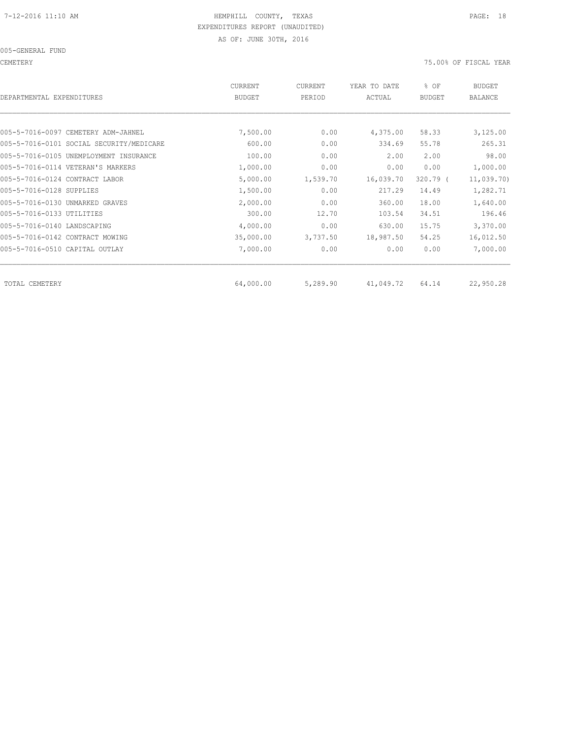HEMPHILL COUNTY, TEXAS
EXPENDITURES REPORT (UNAUDITED)
AS OF: JUNE 30TH, 2016

005-GENERAL FUND

CEMETERY — 75.00% OF FISCAL YEAR

| DEPARTMENTAL EXPENDITURES | CURRENT BUDGET | CURRENT PERIOD | YEAR TO DATE ACTUAL | % OF BUDGET | BUDGET BALANCE |
|---|---|---|---|---|---|
| 005-5-7016-0097 CEMETERY ADM-JAHNEL | 7,500.00 | 0.00 | 4,375.00 | 58.33 | 3,125.00 |
| 005-5-7016-0101 SOCIAL SECURITY/MEDICARE | 600.00 | 0.00 | 334.69 | 55.78 | 265.31 |
| 005-5-7016-0105 UNEMPLOYMENT INSURANCE | 100.00 | 0.00 | 2.00 | 2.00 | 98.00 |
| 005-5-7016-0114 VETERAN'S MARKERS | 1,000.00 | 0.00 | 0.00 | 0.00 | 1,000.00 |
| 005-5-7016-0124 CONTRACT LABOR | 5,000.00 | 1,539.70 | 16,039.70 | 320.79 | ( 11,039.70) |
| 005-5-7016-0128 SUPPLIES | 1,500.00 | 0.00 | 217.29 | 14.49 | 1,282.71 |
| 005-5-7016-0130 UNMARKED GRAVES | 2,000.00 | 0.00 | 360.00 | 18.00 | 1,640.00 |
| 005-5-7016-0133 UTILITIES | 300.00 | 12.70 | 103.54 | 34.51 | 196.46 |
| 005-5-7016-0140 LANDSCAPING | 4,000.00 | 0.00 | 630.00 | 15.75 | 3,370.00 |
| 005-5-7016-0142 CONTRACT MOWING | 35,000.00 | 3,737.50 | 18,987.50 | 54.25 | 16,012.50 |
| 005-5-7016-0510 CAPITAL OUTLAY | 7,000.00 | 0.00 | 0.00 | 0.00 | 7,000.00 |
| TOTAL CEMETERY | 64,000.00 | 5,289.90 | 41,049.72 | 64.14 | 22,950.28 |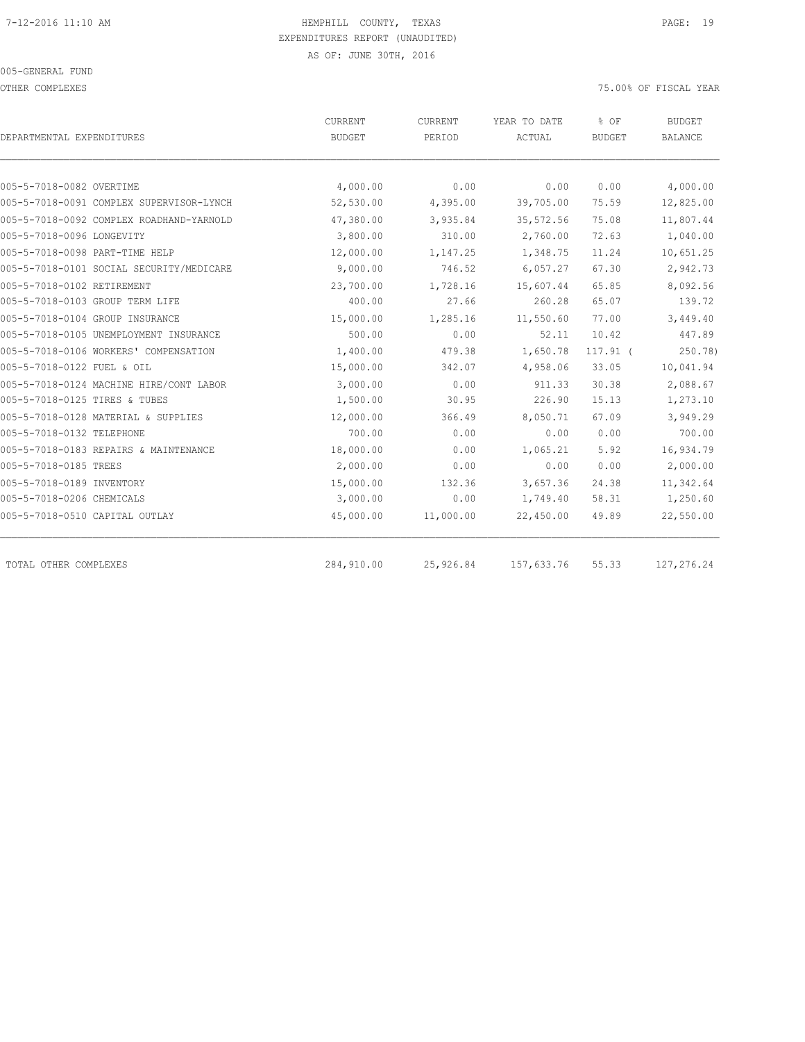HEMPHILL COUNTY, TEXAS
EXPENDITURES REPORT (UNAUDITED)
AS OF: JUNE 30TH, 2016

005-GENERAL FUND

OTHER COMPLEXES

75.00% OF FISCAL YEAR

| DEPARTMENTAL EXPENDITURES | CURRENT BUDGET | CURRENT PERIOD | YEAR TO DATE ACTUAL | % OF BUDGET | BUDGET BALANCE |
|---|---|---|---|---|---|
| 005-5-7018-0082 OVERTIME | 4,000.00 | 0.00 | 0.00 | 0.00 | 4,000.00 |
| 005-5-7018-0091 COMPLEX SUPERVISOR-LYNCH | 52,530.00 | 4,395.00 | 39,705.00 | 75.59 | 12,825.00 |
| 005-5-7018-0092 COMPLEX ROADHAND-YARNOLD | 47,380.00 | 3,935.84 | 35,572.56 | 75.08 | 11,807.44 |
| 005-5-7018-0096 LONGEVITY | 3,800.00 | 310.00 | 2,760.00 | 72.63 | 1,040.00 |
| 005-5-7018-0098 PART-TIME HELP | 12,000.00 | 1,147.25 | 1,348.75 | 11.24 | 10,651.25 |
| 005-5-7018-0101 SOCIAL SECURITY/MEDICARE | 9,000.00 | 746.52 | 6,057.27 | 67.30 | 2,942.73 |
| 005-5-7018-0102 RETIREMENT | 23,700.00 | 1,728.16 | 15,607.44 | 65.85 | 8,092.56 |
| 005-5-7018-0103 GROUP TERM LIFE | 400.00 | 27.66 | 260.28 | 65.07 | 139.72 |
| 005-5-7018-0104 GROUP INSURANCE | 15,000.00 | 1,285.16 | 11,550.60 | 77.00 | 3,449.40 |
| 005-5-7018-0105 UNEMPLOYMENT INSURANCE | 500.00 | 0.00 | 52.11 | 10.42 | 447.89 |
| 005-5-7018-0106 WORKERS' COMPENSATION | 1,400.00 | 479.38 | 1,650.78 | 117.91 ( | 250.78) |
| 005-5-7018-0122 FUEL & OIL | 15,000.00 | 342.07 | 4,958.06 | 33.05 | 10,041.94 |
| 005-5-7018-0124 MACHINE HIRE/CONT LABOR | 3,000.00 | 0.00 | 911.33 | 30.38 | 2,088.67 |
| 005-5-7018-0125 TIRES & TUBES | 1,500.00 | 30.95 | 226.90 | 15.13 | 1,273.10 |
| 005-5-7018-0128 MATERIAL & SUPPLIES | 12,000.00 | 366.49 | 8,050.71 | 67.09 | 3,949.29 |
| 005-5-7018-0132 TELEPHONE | 700.00 | 0.00 | 0.00 | 0.00 | 700.00 |
| 005-5-7018-0183 REPAIRS & MAINTENANCE | 18,000.00 | 0.00 | 1,065.21 | 5.92 | 16,934.79 |
| 005-5-7018-0185 TREES | 2,000.00 | 0.00 | 0.00 | 0.00 | 2,000.00 |
| 005-5-7018-0189 INVENTORY | 15,000.00 | 132.36 | 3,657.36 | 24.38 | 11,342.64 |
| 005-5-7018-0206 CHEMICALS | 3,000.00 | 0.00 | 1,749.40 | 58.31 | 1,250.60 |
| 005-5-7018-0510 CAPITAL OUTLAY | 45,000.00 | 11,000.00 | 22,450.00 | 49.89 | 22,550.00 |
| TOTAL OTHER COMPLEXES | 284,910.00 | 25,926.84 | 157,633.76 | 55.33 | 127,276.24 |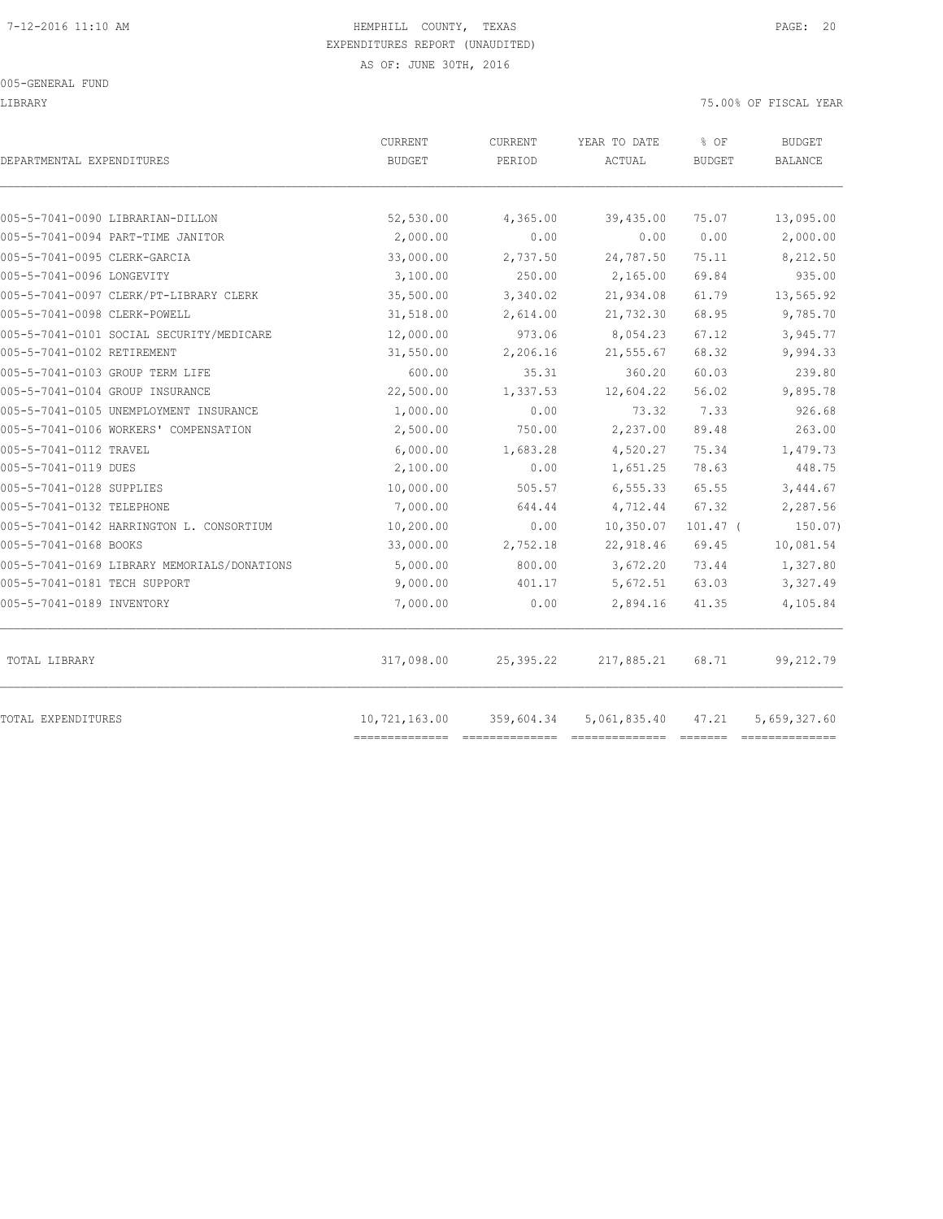7-12-2016 11:10 AM

HEMPHILL COUNTY, TEXAS
EXPENDITURES REPORT (UNAUDITED)
AS OF: JUNE 30TH, 2016

005-GENERAL FUND

LIBRARY

75.00% OF FISCAL YEAR

| DEPARTMENTAL EXPENDITURES | CURRENT BUDGET | CURRENT PERIOD | YEAR TO DATE ACTUAL | % OF BUDGET | BUDGET BALANCE |
|---|---|---|---|---|---|
| 005-5-7041-0090 LIBRARIAN-DILLON | 52,530.00 | 4,365.00 | 39,435.00 | 75.07 | 13,095.00 |
| 005-5-7041-0094 PART-TIME JANITOR | 2,000.00 | 0.00 | 0.00 | 0.00 | 2,000.00 |
| 005-5-7041-0095 CLERK-GARCIA | 33,000.00 | 2,737.50 | 24,787.50 | 75.11 | 8,212.50 |
| 005-5-7041-0096 LONGEVITY | 3,100.00 | 250.00 | 2,165.00 | 69.84 | 935.00 |
| 005-5-7041-0097 CLERK/PT-LIBRARY CLERK | 35,500.00 | 3,340.02 | 21,934.08 | 61.79 | 13,565.92 |
| 005-5-7041-0098 CLERK-POWELL | 31,518.00 | 2,614.00 | 21,732.30 | 68.95 | 9,785.70 |
| 005-5-7041-0101 SOCIAL SECURITY/MEDICARE | 12,000.00 | 973.06 | 8,054.23 | 67.12 | 3,945.77 |
| 005-5-7041-0102 RETIREMENT | 31,550.00 | 2,206.16 | 21,555.67 | 68.32 | 9,994.33 |
| 005-5-7041-0103 GROUP TERM LIFE | 600.00 | 35.31 | 360.20 | 60.03 | 239.80 |
| 005-5-7041-0104 GROUP INSURANCE | 22,500.00 | 1,337.53 | 12,604.22 | 56.02 | 9,895.78 |
| 005-5-7041-0105 UNEMPLOYMENT INSURANCE | 1,000.00 | 0.00 | 73.32 | 7.33 | 926.68 |
| 005-5-7041-0106 WORKERS' COMPENSATION | 2,500.00 | 750.00 | 2,237.00 | 89.48 | 263.00 |
| 005-5-7041-0112 TRAVEL | 6,000.00 | 1,683.28 | 4,520.27 | 75.34 | 1,479.73 |
| 005-5-7041-0119 DUES | 2,100.00 | 0.00 | 1,651.25 | 78.63 | 448.75 |
| 005-5-7041-0128 SUPPLIES | 10,000.00 | 505.57 | 6,555.33 | 65.55 | 3,444.67 |
| 005-5-7041-0132 TELEPHONE | 7,000.00 | 644.44 | 4,712.44 | 67.32 | 2,287.56 |
| 005-5-7041-0142 HARRINGTON L. CONSORTIUM | 10,200.00 | 0.00 | 10,350.07 | 101.47 | ( 150.07) |
| 005-5-7041-0168 BOOKS | 33,000.00 | 2,752.18 | 22,918.46 | 69.45 | 10,081.54 |
| 005-5-7041-0169 LIBRARY MEMORIALS/DONATIONS | 5,000.00 | 800.00 | 3,672.20 | 73.44 | 1,327.80 |
| 005-5-7041-0181 TECH SUPPORT | 9,000.00 | 401.17 | 5,672.51 | 63.03 | 3,327.49 |
| 005-5-7041-0189 INVENTORY | 7,000.00 | 0.00 | 2,894.16 | 41.35 | 4,105.84 |
| TOTAL LIBRARY | 317,098.00 | 25,395.22 | 217,885.21 | 68.71 | 99,212.79 |
| TOTAL EXPENDITURES | 10,721,163.00 | 359,604.34 | 5,061,835.40 | 47.21 | 5,659,327.60 |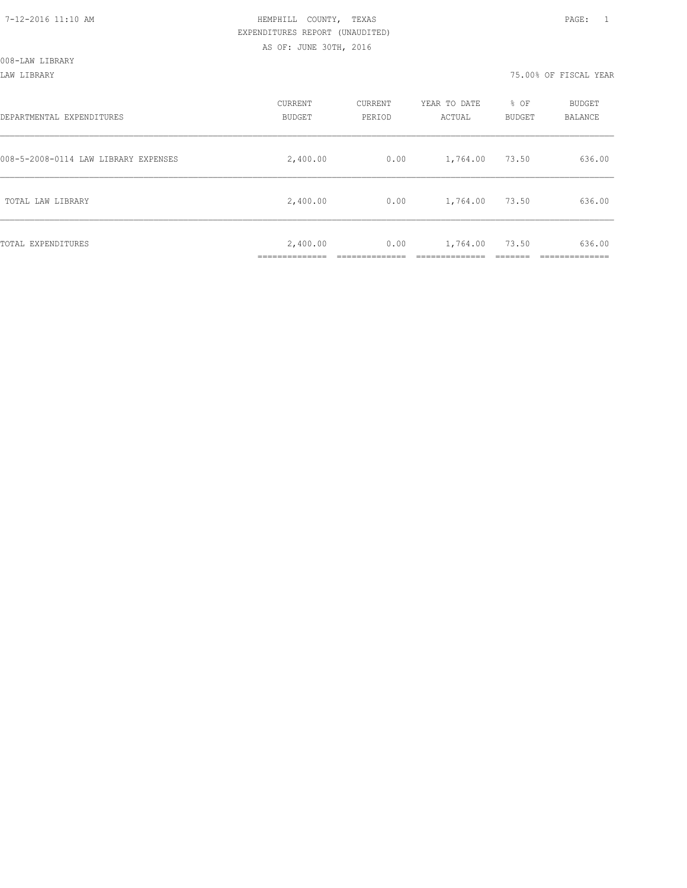HEMPHILL COUNTY, TEXAS
EXPENDITURES REPORT (UNAUDITED)
AS OF: JUNE 30TH, 2016

008-LAW LIBRARY

LAW LIBRARY — 75.00% OF FISCAL YEAR

| DEPARTMENTAL EXPENDITURES | CURRENT BUDGET | CURRENT PERIOD | YEAR TO DATE ACTUAL | % OF BUDGET | BUDGET BALANCE |
|---|---|---|---|---|---|
| 008-5-2008-0114 LAW LIBRARY EXPENSES | 2,400.00 | 0.00 | 1,764.00 | 73.50 | 636.00 |
| TOTAL LAW LIBRARY | 2,400.00 | 0.00 | 1,764.00 | 73.50 | 636.00 |
| TOTAL EXPENDITURES | 2,400.00 | 0.00 | 1,764.00 | 73.50 | 636.00 |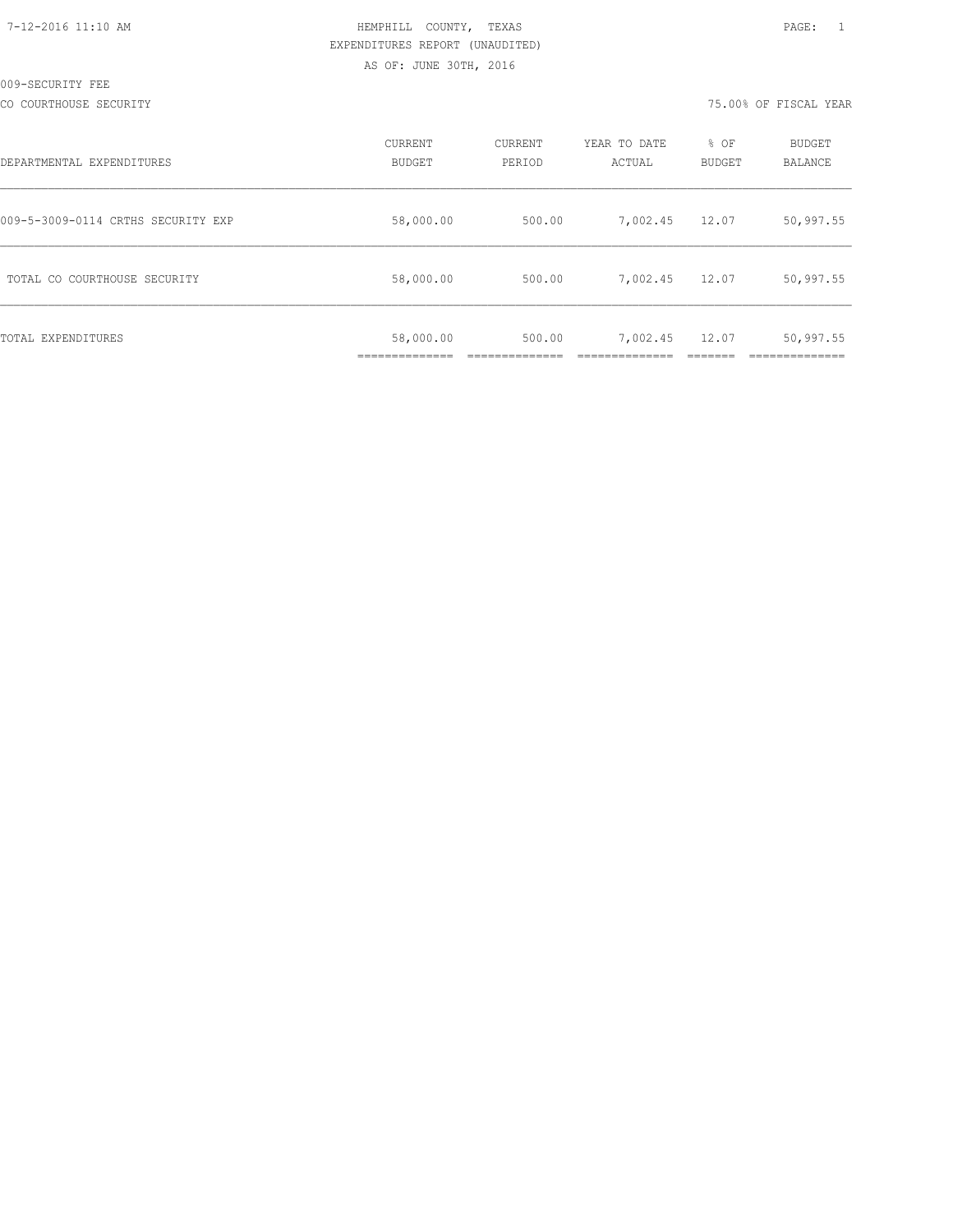HEMPHILL COUNTY, TEXAS
EXPENDITURES REPORT (UNAUDITED)
AS OF: JUNE 30TH, 2016

009-SECURITY FEE

CO COURTHOUSE SECURITY — 75.00% OF FISCAL YEAR

| DEPARTMENTAL EXPENDITURES | CURRENT BUDGET | CURRENT PERIOD | YEAR TO DATE ACTUAL | % OF BUDGET | BUDGET BALANCE |
|---|---|---|---|---|---|
| 009-5-3009-0114 CRTHS SECURITY EXP | 58,000.00 | 500.00 | 7,002.45 | 12.07 | 50,997.55 |
| TOTAL CO COURTHOUSE SECURITY | 58,000.00 | 500.00 | 7,002.45 | 12.07 | 50,997.55 |
| TOTAL EXPENDITURES | 58,000.00 | 500.00 | 7,002.45 | 12.07 | 50,997.55 |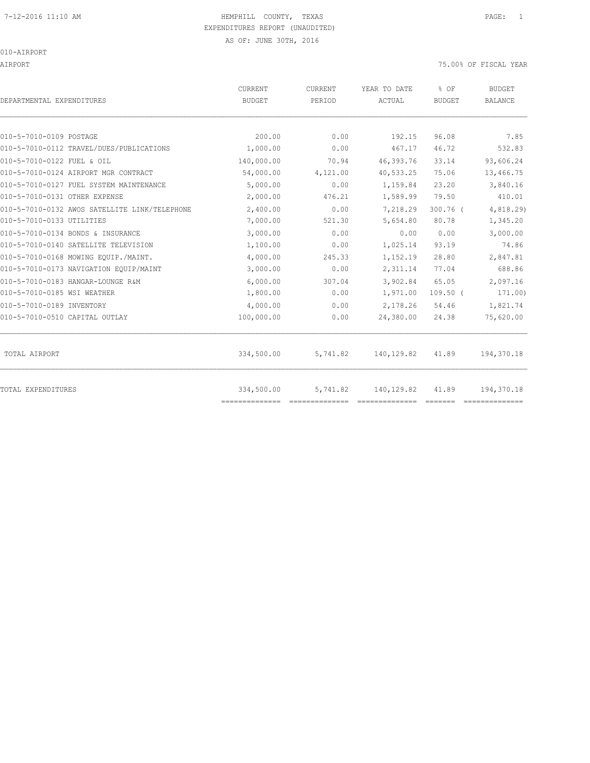7-12-2016 11:10 AM

HEMPHILL COUNTY, TEXAS

EXPENDITURES REPORT (UNAUDITED)

AS OF: JUNE 30TH, 2016

010-AIRPORT

AIRPORT

75.00% OF FISCAL YEAR

| DEPARTMENTAL EXPENDITURES | CURRENT BUDGET | CURRENT PERIOD | YEAR TO DATE ACTUAL | % OF BUDGET | BUDGET BALANCE |
|---|---|---|---|---|---|
| 010-5-7010-0109 POSTAGE | 200.00 | 0.00 | 192.15 | 96.08 | 7.85 |
| 010-5-7010-0112 TRAVEL/DUES/PUBLICATIONS | 1,000.00 | 0.00 | 467.17 | 46.72 | 532.83 |
| 010-5-7010-0122 FUEL & OIL | 140,000.00 | 70.94 | 46,393.76 | 33.14 | 93,606.24 |
| 010-5-7010-0124 AIRPORT MGR CONTRACT | 54,000.00 | 4,121.00 | 40,533.25 | 75.06 | 13,466.75 |
| 010-5-7010-0127 FUEL SYSTEM MAINTENANCE | 5,000.00 | 0.00 | 1,159.84 | 23.20 | 3,840.16 |
| 010-5-7010-0131 OTHER EXPENSE | 2,000.00 | 476.21 | 1,589.99 | 79.50 | 410.01 |
| 010-5-7010-0132 AWOS SATELLITE LINK/TELEPHONE | 2,400.00 | 0.00 | 7,218.29 | 300.76 ( | 4,818.29) |
| 010-5-7010-0133 UTILITIES | 7,000.00 | 521.30 | 5,654.80 | 80.78 | 1,345.20 |
| 010-5-7010-0134 BONDS & INSURANCE | 3,000.00 | 0.00 | 0.00 | 0.00 | 3,000.00 |
| 010-5-7010-0140 SATELLITE TELEVISION | 1,100.00 | 0.00 | 1,025.14 | 93.19 | 74.86 |
| 010-5-7010-0168 MOWING EQUIP./MAINT. | 4,000.00 | 245.33 | 1,152.19 | 28.80 | 2,847.81 |
| 010-5-7010-0173 NAVIGATION EQUIP/MAINT | 3,000.00 | 0.00 | 2,311.14 | 77.04 | 688.86 |
| 010-5-7010-0183 HANGAR-LOUNGE R&M | 6,000.00 | 307.04 | 3,902.84 | 65.05 | 2,097.16 |
| 010-5-7010-0185 WSI WEATHER | 1,800.00 | 0.00 | 1,971.00 | 109.50 ( | 171.00) |
| 010-5-7010-0189 INVENTORY | 4,000.00 | 0.00 | 2,178.26 | 54.46 | 1,821.74 |
| 010-5-7010-0510 CAPITAL OUTLAY | 100,000.00 | 0.00 | 24,380.00 | 24.38 | 75,620.00 |
| TOTAL AIRPORT | 334,500.00 | 5,741.82 | 140,129.82 | 41.89 | 194,370.18 |
| TOTAL EXPENDITURES | 334,500.00 | 5,741.82 | 140,129.82 | 41.89 | 194,370.18 |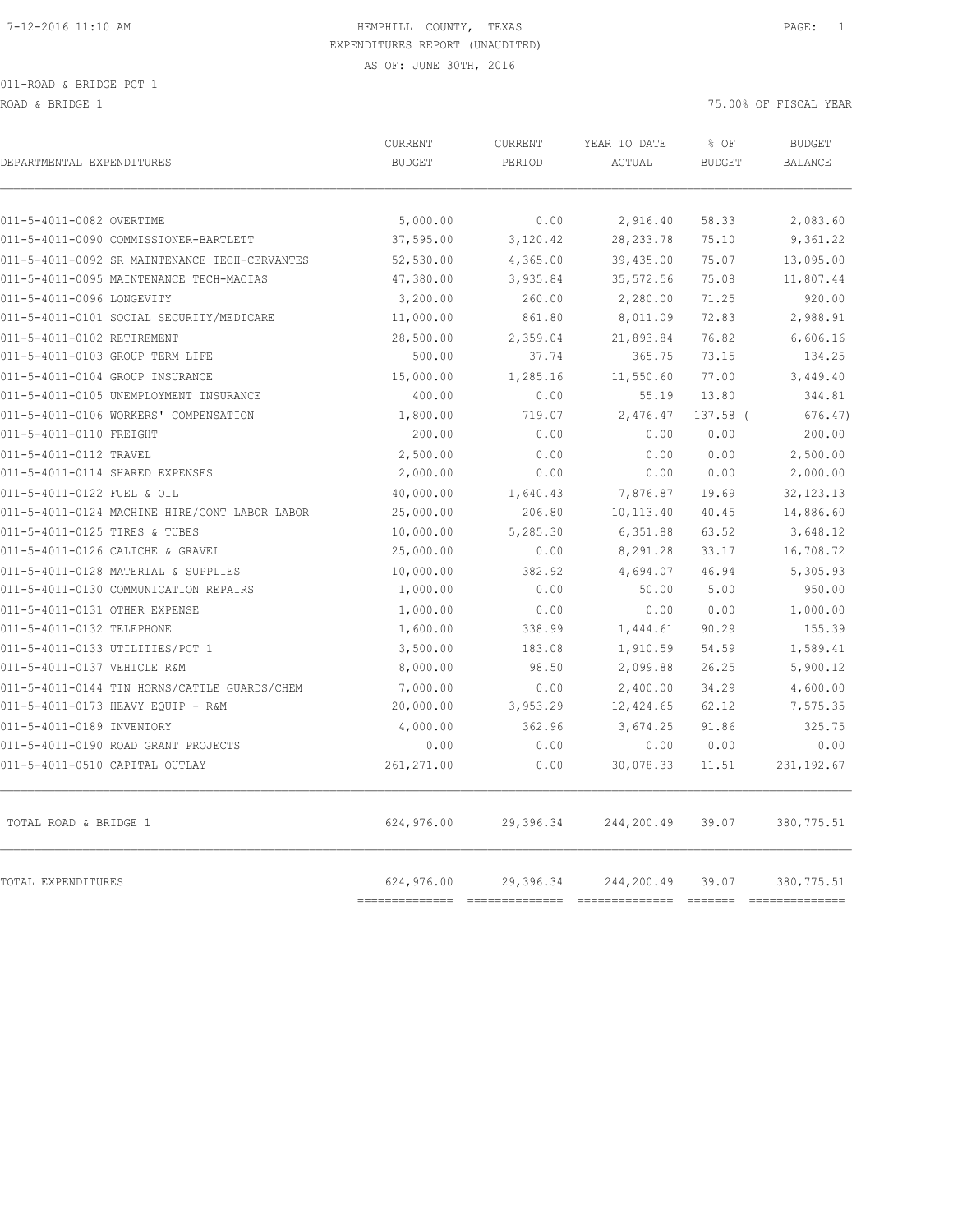HEMPHILL COUNTY, TEXAS

EXPENDITURES REPORT (UNAUDITED)

AS OF: JUNE 30TH, 2016

011-ROAD & BRIDGE PCT 1

ROAD & BRIDGE 1 — 75.00% OF FISCAL YEAR

| DEPARTMENTAL EXPENDITURES | CURRENT BUDGET | CURRENT PERIOD | YEAR TO DATE ACTUAL | % OF BUDGET | BUDGET BALANCE |
|---|---|---|---|---|---|
| 011-5-4011-0082 OVERTIME | 5,000.00 | 0.00 | 2,916.40 | 58.33 | 2,083.60 |
| 011-5-4011-0090 COMMISSIONER-BARTLETT | 37,595.00 | 3,120.42 | 28,233.78 | 75.10 | 9,361.22 |
| 011-5-4011-0092 SR MAINTENANCE TECH-CERVANTES | 52,530.00 | 4,365.00 | 39,435.00 | 75.07 | 13,095.00 |
| 011-5-4011-0095 MAINTENANCE TECH-MACIAS | 47,380.00 | 3,935.84 | 35,572.56 | 75.08 | 11,807.44 |
| 011-5-4011-0096 LONGEVITY | 3,200.00 | 260.00 | 2,280.00 | 71.25 | 920.00 |
| 011-5-4011-0101 SOCIAL SECURITY/MEDICARE | 11,000.00 | 861.80 | 8,011.09 | 72.83 | 2,988.91 |
| 011-5-4011-0102 RETIREMENT | 28,500.00 | 2,359.04 | 21,893.84 | 76.82 | 6,606.16 |
| 011-5-4011-0103 GROUP TERM LIFE | 500.00 | 37.74 | 365.75 | 73.15 | 134.25 |
| 011-5-4011-0104 GROUP INSURANCE | 15,000.00 | 1,285.16 | 11,550.60 | 77.00 | 3,449.40 |
| 011-5-4011-0105 UNEMPLOYMENT INSURANCE | 400.00 | 0.00 | 55.19 | 13.80 | 344.81 |
| 011-5-4011-0106 WORKERS' COMPENSATION | 1,800.00 | 719.07 | 2,476.47 | 137.58 | ( 676.47) |
| 011-5-4011-0110 FREIGHT | 200.00 | 0.00 | 0.00 | 0.00 | 200.00 |
| 011-5-4011-0112 TRAVEL | 2,500.00 | 0.00 | 0.00 | 0.00 | 2,500.00 |
| 011-5-4011-0114 SHARED EXPENSES | 2,000.00 | 0.00 | 0.00 | 0.00 | 2,000.00 |
| 011-5-4011-0122 FUEL & OIL | 40,000.00 | 1,640.43 | 7,876.87 | 19.69 | 32,123.13 |
| 011-5-4011-0124 MACHINE HIRE/CONT LABOR LABOR | 25,000.00 | 206.80 | 10,113.40 | 40.45 | 14,886.60 |
| 011-5-4011-0125 TIRES & TUBES | 10,000.00 | 5,285.30 | 6,351.88 | 63.52 | 3,648.12 |
| 011-5-4011-0126 CALICHE & GRAVEL | 25,000.00 | 0.00 | 8,291.28 | 33.17 | 16,708.72 |
| 011-5-4011-0128 MATERIAL & SUPPLIES | 10,000.00 | 382.92 | 4,694.07 | 46.94 | 5,305.93 |
| 011-5-4011-0130 COMMUNICATION REPAIRS | 1,000.00 | 0.00 | 50.00 | 5.00 | 950.00 |
| 011-5-4011-0131 OTHER EXPENSE | 1,000.00 | 0.00 | 0.00 | 0.00 | 1,000.00 |
| 011-5-4011-0132 TELEPHONE | 1,600.00 | 338.99 | 1,444.61 | 90.29 | 155.39 |
| 011-5-4011-0133 UTILITIES/PCT 1 | 3,500.00 | 183.08 | 1,910.59 | 54.59 | 1,589.41 |
| 011-5-4011-0137 VEHICLE R&M | 8,000.00 | 98.50 | 2,099.88 | 26.25 | 5,900.12 |
| 011-5-4011-0144 TIN HORNS/CATTLE GUARDS/CHEM | 7,000.00 | 0.00 | 2,400.00 | 34.29 | 4,600.00 |
| 011-5-4011-0173 HEAVY EQUIP - R&M | 20,000.00 | 3,953.29 | 12,424.65 | 62.12 | 7,575.35 |
| 011-5-4011-0189 INVENTORY | 4,000.00 | 362.96 | 3,674.25 | 91.86 | 325.75 |
| 011-5-4011-0190 ROAD GRANT PROJECTS | 0.00 | 0.00 | 0.00 | 0.00 | 0.00 |
| 011-5-4011-0510 CAPITAL OUTLAY | 261,271.00 | 0.00 | 30,078.33 | 11.51 | 231,192.67 |
| TOTAL ROAD & BRIDGE 1 | 624,976.00 | 29,396.34 | 244,200.49 | 39.07 | 380,775.51 |
| TOTAL EXPENDITURES | 624,976.00 | 29,396.34 | 244,200.49 | 39.07 | 380,775.51 |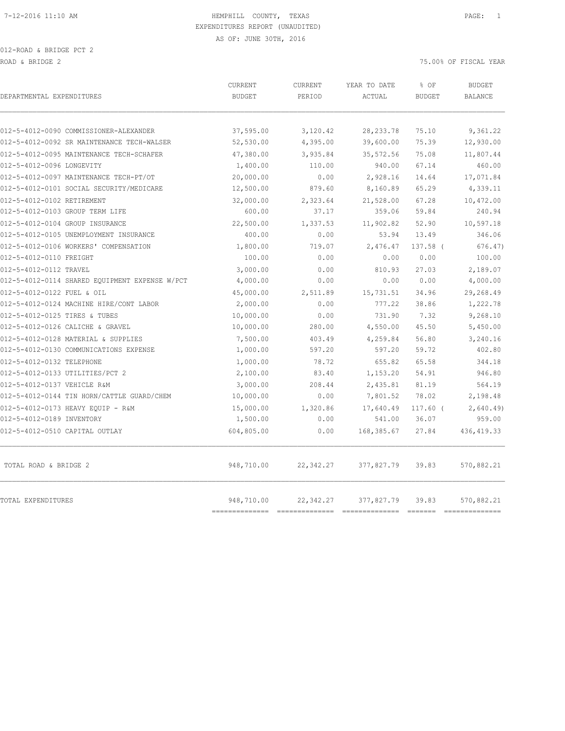HEMPHILL COUNTY, TEXAS
EXPENDITURES REPORT (UNAUDITED)
AS OF: JUNE 30TH, 2016

012-ROAD & BRIDGE PCT 2

ROAD & BRIDGE 2 — 75.00% OF FISCAL YEAR

| DEPARTMENTAL EXPENDITURES | CURRENT BUDGET | CURRENT PERIOD | YEAR TO DATE ACTUAL | % OF BUDGET | BUDGET BALANCE |
|---|---|---|---|---|---|
| 012-5-4012-0090 COMMISSIONER-ALEXANDER | 37,595.00 | 3,120.42 | 28,233.78 | 75.10 | 9,361.22 |
| 012-5-4012-0092 SR MAINTENANCE TECH-WALSER | 52,530.00 | 4,395.00 | 39,600.00 | 75.39 | 12,930.00 |
| 012-5-4012-0095 MAINTENANCE TECH-SCHAFER | 47,380.00 | 3,935.84 | 35,572.56 | 75.08 | 11,807.44 |
| 012-5-4012-0096 LONGEVITY | 1,400.00 | 110.00 | 940.00 | 67.14 | 460.00 |
| 012-5-4012-0097 MAINTENANCE TECH-PT/OT | 20,000.00 | 0.00 | 2,928.16 | 14.64 | 17,071.84 |
| 012-5-4012-0101 SOCIAL SECURITY/MEDICARE | 12,500.00 | 879.60 | 8,160.89 | 65.29 | 4,339.11 |
| 012-5-4012-0102 RETIREMENT | 32,000.00 | 2,323.64 | 21,528.00 | 67.28 | 10,472.00 |
| 012-5-4012-0103 GROUP TERM LIFE | 600.00 | 37.17 | 359.06 | 59.84 | 240.94 |
| 012-5-4012-0104 GROUP INSURANCE | 22,500.00 | 1,337.53 | 11,902.82 | 52.90 | 10,597.18 |
| 012-5-4012-0105 UNEMPLOYMENT INSURANCE | 400.00 | 0.00 | 53.94 | 13.49 | 346.06 |
| 012-5-4012-0106 WORKERS' COMPENSATION | 1,800.00 | 719.07 | 2,476.47 | 137.58 | ( 676.47) |
| 012-5-4012-0110 FREIGHT | 100.00 | 0.00 | 0.00 | 0.00 | 100.00 |
| 012-5-4012-0112 TRAVEL | 3,000.00 | 0.00 | 810.93 | 27.03 | 2,189.07 |
| 012-5-4012-0114 SHARED EQUIPMENT EXPENSE W/PCT | 4,000.00 | 0.00 | 0.00 | 0.00 | 4,000.00 |
| 012-5-4012-0122 FUEL & OIL | 45,000.00 | 2,511.89 | 15,731.51 | 34.96 | 29,268.49 |
| 012-5-4012-0124 MACHINE HIRE/CONT LABOR | 2,000.00 | 0.00 | 777.22 | 38.86 | 1,222.78 |
| 012-5-4012-0125 TIRES & TUBES | 10,000.00 | 0.00 | 731.90 | 7.32 | 9,268.10 |
| 012-5-4012-0126 CALICHE & GRAVEL | 10,000.00 | 280.00 | 4,550.00 | 45.50 | 5,450.00 |
| 012-5-4012-0128 MATERIAL & SUPPLIES | 7,500.00 | 403.49 | 4,259.84 | 56.80 | 3,240.16 |
| 012-5-4012-0130 COMMUNICATIONS EXPENSE | 1,000.00 | 597.20 | 597.20 | 59.72 | 402.80 |
| 012-5-4012-0132 TELEPHONE | 1,000.00 | 78.72 | 655.82 | 65.58 | 344.18 |
| 012-5-4012-0133 UTILITIES/PCT 2 | 2,100.00 | 83.40 | 1,153.20 | 54.91 | 946.80 |
| 012-5-4012-0137 VEHICLE R&M | 3,000.00 | 208.44 | 2,435.81 | 81.19 | 564.19 |
| 012-5-4012-0144 TIN HORN/CATTLE GUARD/CHEM | 10,000.00 | 0.00 | 7,801.52 | 78.02 | 2,198.48 |
| 012-5-4012-0173 HEAVY EQUIP - R&M | 15,000.00 | 1,320.86 | 17,640.49 | 117.60 | ( 2,640.49) |
| 012-5-4012-0189 INVENTORY | 1,500.00 | 0.00 | 541.00 | 36.07 | 959.00 |
| 012-5-4012-0510 CAPITAL OUTLAY | 604,805.00 | 0.00 | 168,385.67 | 27.84 | 436,419.33 |
| TOTAL ROAD & BRIDGE 2 | 948,710.00 | 22,342.27 | 377,827.79 | 39.83 | 570,882.21 |
| TOTAL EXPENDITURES | 948,710.00 | 22,342.27 | 377,827.79 | 39.83 | 570,882.21 |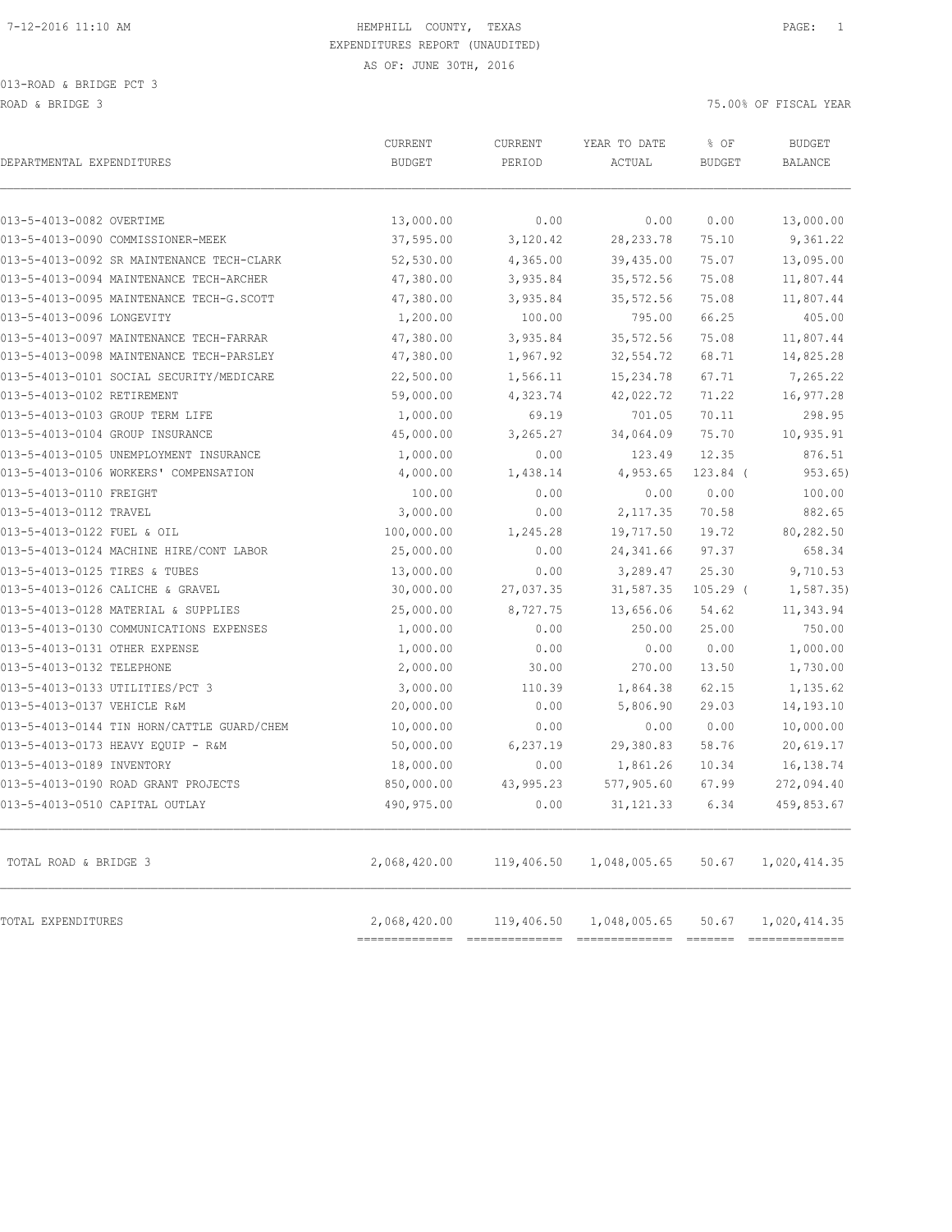HEMPHILL COUNTY, TEXAS
EXPENDITURES REPORT (UNAUDITED)
AS OF: JUNE 30TH, 2016

7-12-2016 11:10 AM

013-ROAD & BRIDGE PCT 3
ROAD & BRIDGE 3

75.00% OF FISCAL YEAR

| DEPARTMENTAL EXPENDITURES | CURRENT BUDGET | CURRENT PERIOD | YEAR TO DATE ACTUAL | % OF BUDGET | BUDGET BALANCE |
|---|---|---|---|---|---|
| 013-5-4013-0082 OVERTIME | 13,000.00 | 0.00 | 0.00 | 0.00 | 13,000.00 |
| 013-5-4013-0090 COMMISSIONER-MEEK | 37,595.00 | 3,120.42 | 28,233.78 | 75.10 | 9,361.22 |
| 013-5-4013-0092 SR MAINTENANCE TECH-CLARK | 52,530.00 | 4,365.00 | 39,435.00 | 75.07 | 13,095.00 |
| 013-5-4013-0094 MAINTENANCE TECH-ARCHER | 47,380.00 | 3,935.84 | 35,572.56 | 75.08 | 11,807.44 |
| 013-5-4013-0095 MAINTENANCE TECH-G.SCOTT | 47,380.00 | 3,935.84 | 35,572.56 | 75.08 | 11,807.44 |
| 013-5-4013-0096 LONGEVITY | 1,200.00 | 100.00 | 795.00 | 66.25 | 405.00 |
| 013-5-4013-0097 MAINTENANCE TECH-FARRAR | 47,380.00 | 3,935.84 | 35,572.56 | 75.08 | 11,807.44 |
| 013-5-4013-0098 MAINTENANCE TECH-PARSLEY | 47,380.00 | 1,967.92 | 32,554.72 | 68.71 | 14,825.28 |
| 013-5-4013-0101 SOCIAL SECURITY/MEDICARE | 22,500.00 | 1,566.11 | 15,234.78 | 67.71 | 7,265.22 |
| 013-5-4013-0102 RETIREMENT | 59,000.00 | 4,323.74 | 42,022.72 | 71.22 | 16,977.28 |
| 013-5-4013-0103 GROUP TERM LIFE | 1,000.00 | 69.19 | 701.05 | 70.11 | 298.95 |
| 013-5-4013-0104 GROUP INSURANCE | 45,000.00 | 3,265.27 | 34,064.09 | 75.70 | 10,935.91 |
| 013-5-4013-0105 UNEMPLOYMENT INSURANCE | 1,000.00 | 0.00 | 123.49 | 12.35 | 876.51 |
| 013-5-4013-0106 WORKERS' COMPENSATION | 4,000.00 | 1,438.14 | 4,953.65 | 123.84 | ( 953.65) |
| 013-5-4013-0110 FREIGHT | 100.00 | 0.00 | 0.00 | 0.00 | 100.00 |
| 013-5-4013-0112 TRAVEL | 3,000.00 | 0.00 | 2,117.35 | 70.58 | 882.65 |
| 013-5-4013-0122 FUEL & OIL | 100,000.00 | 1,245.28 | 19,717.50 | 19.72 | 80,282.50 |
| 013-5-4013-0124 MACHINE HIRE/CONT LABOR | 25,000.00 | 0.00 | 24,341.66 | 97.37 | 658.34 |
| 013-5-4013-0125 TIRES & TUBES | 13,000.00 | 0.00 | 3,289.47 | 25.30 | 9,710.53 |
| 013-5-4013-0126 CALICHE & GRAVEL | 30,000.00 | 27,037.35 | 31,587.35 | 105.29 | ( 1,587.35) |
| 013-5-4013-0128 MATERIAL & SUPPLIES | 25,000.00 | 8,727.75 | 13,656.06 | 54.62 | 11,343.94 |
| 013-5-4013-0130 COMMUNICATIONS EXPENSES | 1,000.00 | 0.00 | 250.00 | 25.00 | 750.00 |
| 013-5-4013-0131 OTHER EXPENSE | 1,000.00 | 0.00 | 0.00 | 0.00 | 1,000.00 |
| 013-5-4013-0132 TELEPHONE | 2,000.00 | 30.00 | 270.00 | 13.50 | 1,730.00 |
| 013-5-4013-0133 UTILITIES/PCT 3 | 3,000.00 | 110.39 | 1,864.38 | 62.15 | 1,135.62 |
| 013-5-4013-0137 VEHICLE R&M | 20,000.00 | 0.00 | 5,806.90 | 29.03 | 14,193.10 |
| 013-5-4013-0144 TIN HORN/CATTLE GUARD/CHEM | 10,000.00 | 0.00 | 0.00 | 0.00 | 10,000.00 |
| 013-5-4013-0173 HEAVY EQUIP - R&M | 50,000.00 | 6,237.19 | 29,380.83 | 58.76 | 20,619.17 |
| 013-5-4013-0189 INVENTORY | 18,000.00 | 0.00 | 1,861.26 | 10.34 | 16,138.74 |
| 013-5-4013-0190 ROAD GRANT PROJECTS | 850,000.00 | 43,995.23 | 577,905.60 | 67.99 | 272,094.40 |
| 013-5-4013-0510 CAPITAL OUTLAY | 490,975.00 | 0.00 | 31,121.33 | 6.34 | 459,853.67 |
| TOTAL ROAD & BRIDGE 3 | 2,068,420.00 | 119,406.50 | 1,048,005.65 | 50.67 | 1,020,414.35 |
| TOTAL EXPENDITURES | 2,068,420.00 | 119,406.50 | 1,048,005.65 | 50.67 | 1,020,414.35 |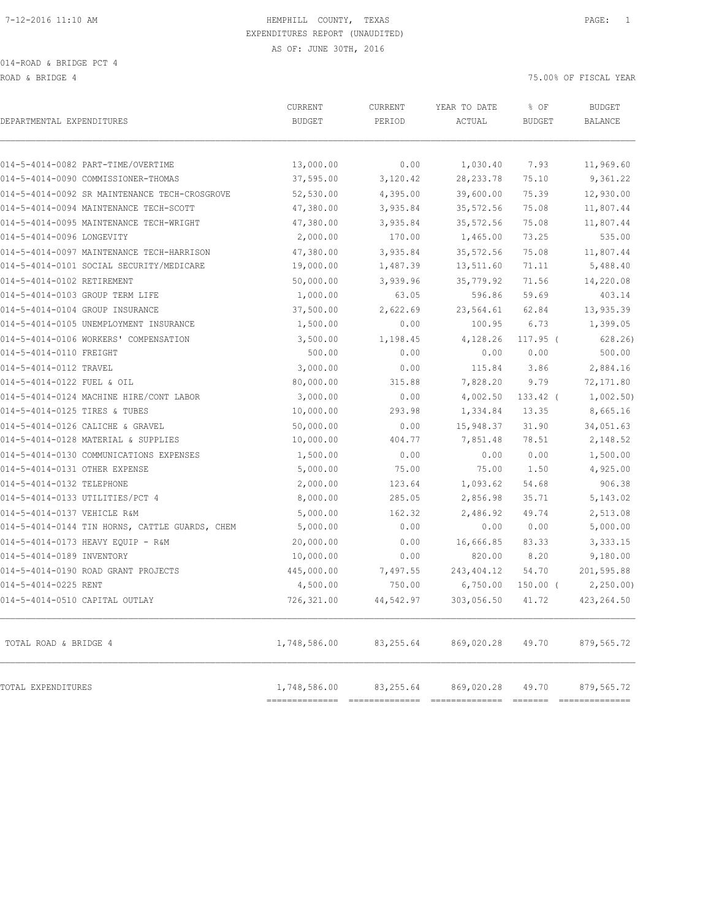HEMPHILL COUNTY, TEXAS
EXPENDITURES REPORT (UNAUDITED)
AS OF: JUNE 30TH, 2016

014-ROAD & BRIDGE PCT 4

ROAD & BRIDGE 4 — 75.00% OF FISCAL YEAR

| DEPARTMENTAL EXPENDITURES | CURRENT BUDGET | CURRENT PERIOD | YEAR TO DATE ACTUAL | % OF BUDGET | BUDGET BALANCE |
|---|---|---|---|---|---|
| 014-5-4014-0082 PART-TIME/OVERTIME | 13,000.00 | 0.00 | 1,030.40 | 7.93 | 11,969.60 |
| 014-5-4014-0090 COMMISSIONER-THOMAS | 37,595.00 | 3,120.42 | 28,233.78 | 75.10 | 9,361.22 |
| 014-5-4014-0092 SR MAINTENANCE TECH-CROSGROVE | 52,530.00 | 4,395.00 | 39,600.00 | 75.39 | 12,930.00 |
| 014-5-4014-0094 MAINTENANCE TECH-SCOTT | 47,380.00 | 3,935.84 | 35,572.56 | 75.08 | 11,807.44 |
| 014-5-4014-0095 MAINTENANCE TECH-WRIGHT | 47,380.00 | 3,935.84 | 35,572.56 | 75.08 | 11,807.44 |
| 014-5-4014-0096 LONGEVITY | 2,000.00 | 170.00 | 1,465.00 | 73.25 | 535.00 |
| 014-5-4014-0097 MAINTENANCE TECH-HARRISON | 47,380.00 | 3,935.84 | 35,572.56 | 75.08 | 11,807.44 |
| 014-5-4014-0101 SOCIAL SECURITY/MEDICARE | 19,000.00 | 1,487.39 | 13,511.60 | 71.11 | 5,488.40 |
| 014-5-4014-0102 RETIREMENT | 50,000.00 | 3,939.96 | 35,779.92 | 71.56 | 14,220.08 |
| 014-5-4014-0103 GROUP TERM LIFE | 1,000.00 | 63.05 | 596.86 | 59.69 | 403.14 |
| 014-5-4014-0104 GROUP INSURANCE | 37,500.00 | 2,622.69 | 23,564.61 | 62.84 | 13,935.39 |
| 014-5-4014-0105 UNEMPLOYMENT INSURANCE | 1,500.00 | 0.00 | 100.95 | 6.73 | 1,399.05 |
| 014-5-4014-0106 WORKERS' COMPENSATION | 3,500.00 | 1,198.45 | 4,128.26 | 117.95 ( | 628.26) |
| 014-5-4014-0110 FREIGHT | 500.00 | 0.00 | 0.00 | 0.00 | 500.00 |
| 014-5-4014-0112 TRAVEL | 3,000.00 | 0.00 | 115.84 | 3.86 | 2,884.16 |
| 014-5-4014-0122 FUEL & OIL | 80,000.00 | 315.88 | 7,828.20 | 9.79 | 72,171.80 |
| 014-5-4014-0124 MACHINE HIRE/CONT LABOR | 3,000.00 | 0.00 | 4,002.50 | 133.42 ( | 1,002.50) |
| 014-5-4014-0125 TIRES & TUBES | 10,000.00 | 293.98 | 1,334.84 | 13.35 | 8,665.16 |
| 014-5-4014-0126 CALICHE & GRAVEL | 50,000.00 | 0.00 | 15,948.37 | 31.90 | 34,051.63 |
| 014-5-4014-0128 MATERIAL & SUPPLIES | 10,000.00 | 404.77 | 7,851.48 | 78.51 | 2,148.52 |
| 014-5-4014-0130 COMMUNICATIONS EXPENSES | 1,500.00 | 0.00 | 0.00 | 0.00 | 1,500.00 |
| 014-5-4014-0131 OTHER EXPENSE | 5,000.00 | 75.00 | 75.00 | 1.50 | 4,925.00 |
| 014-5-4014-0132 TELEPHONE | 2,000.00 | 123.64 | 1,093.62 | 54.68 | 906.38 |
| 014-5-4014-0133 UTILITIES/PCT 4 | 8,000.00 | 285.05 | 2,856.98 | 35.71 | 5,143.02 |
| 014-5-4014-0137 VEHICLE R&M | 5,000.00 | 162.32 | 2,486.92 | 49.74 | 2,513.08 |
| 014-5-4014-0144 TIN HORNS, CATTLE GUARDS, CHEM | 5,000.00 | 0.00 | 0.00 | 0.00 | 5,000.00 |
| 014-5-4014-0173 HEAVY EQUIP - R&M | 20,000.00 | 0.00 | 16,666.85 | 83.33 | 3,333.15 |
| 014-5-4014-0189 INVENTORY | 10,000.00 | 0.00 | 820.00 | 8.20 | 9,180.00 |
| 014-5-4014-0190 ROAD GRANT PROJECTS | 445,000.00 | 7,497.55 | 243,404.12 | 54.70 | 201,595.88 |
| 014-5-4014-0225 RENT | 4,500.00 | 750.00 | 6,750.00 | 150.00 ( | 2,250.00) |
| 014-5-4014-0510 CAPITAL OUTLAY | 726,321.00 | 44,542.97 | 303,056.50 | 41.72 | 423,264.50 |
| TOTAL ROAD & BRIDGE 4 | 1,748,586.00 | 83,255.64 | 869,020.28 | 49.70 | 879,565.72 |
| TOTAL EXPENDITURES | 1,748,586.00 | 83,255.64 | 869,020.28 | 49.70 | 879,565.72 |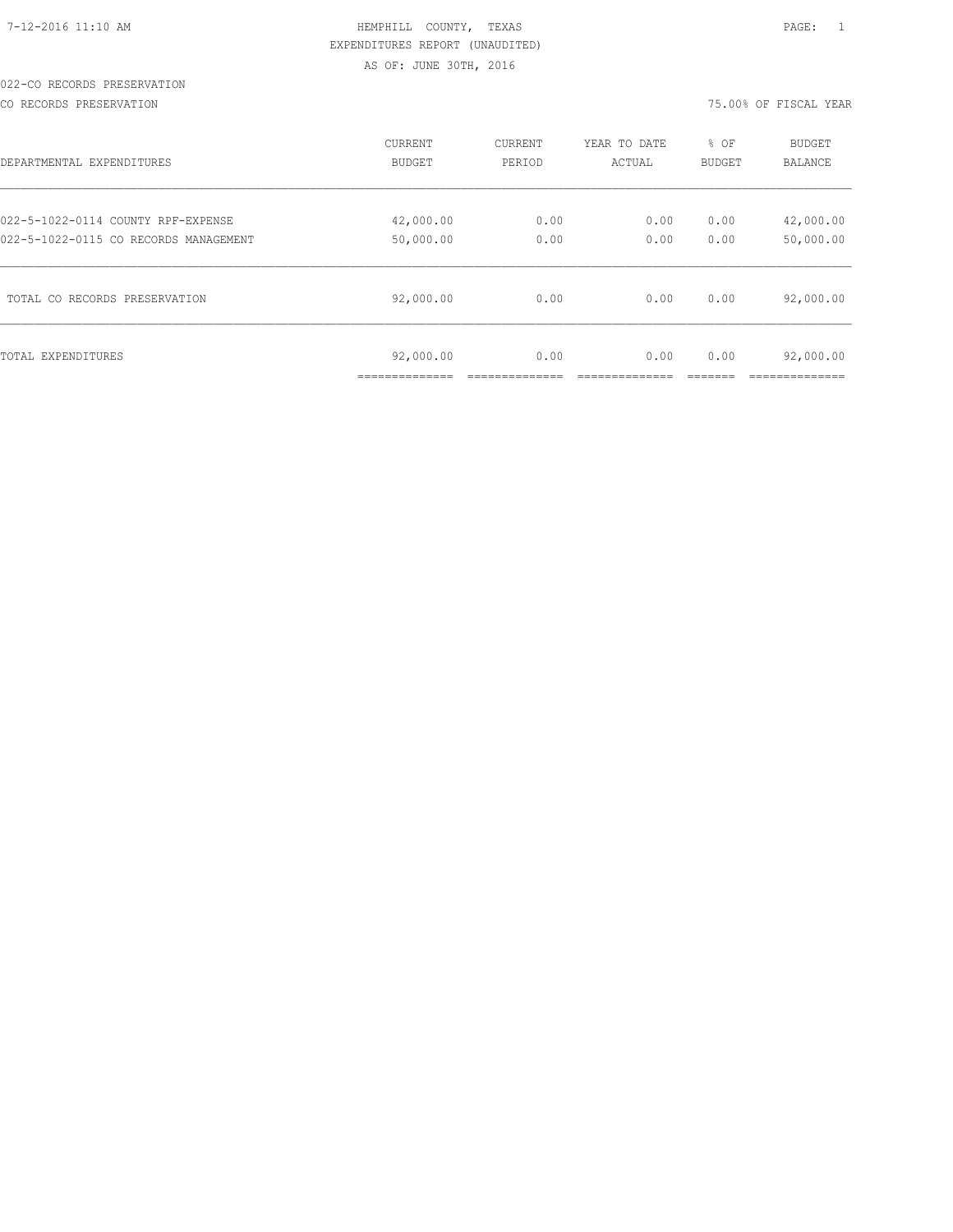HEMPHILL COUNTY, TEXAS
EXPENDITURES REPORT (UNAUDITED)
AS OF: JUNE 30TH, 2016

022-CO RECORDS PRESERVATION

CO RECORDS PRESERVATION — 75.00% OF FISCAL YEAR

| DEPARTMENTAL EXPENDITURES | CURRENT BUDGET | CURRENT PERIOD | YEAR TO DATE ACTUAL | % OF BUDGET | BUDGET BALANCE |
|---|---|---|---|---|---|
| 022-5-1022-0114 COUNTY RPF-EXPENSE | 42,000.00 | 0.00 | 0.00 | 0.00 | 42,000.00 |
| 022-5-1022-0115 CO RECORDS MANAGEMENT | 50,000.00 | 0.00 | 0.00 | 0.00 | 50,000.00 |
| TOTAL CO RECORDS PRESERVATION | 92,000.00 | 0.00 | 0.00 | 0.00 | 92,000.00 |
| TOTAL EXPENDITURES | 92,000.00 | 0.00 | 0.00 | 0.00 | 92,000.00 |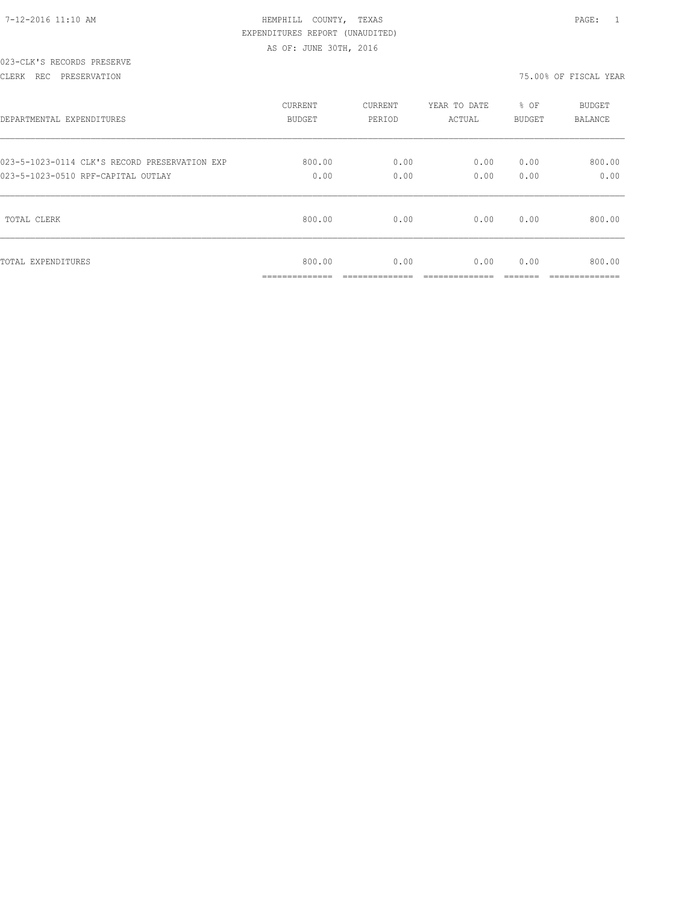HEMPHILL COUNTY, TEXAS
EXPENDITURES REPORT (UNAUDITED)
AS OF: JUNE 30TH, 2016

023-CLK'S RECORDS PRESERVE
CLERK REC PRESERVATION

75.00% OF FISCAL YEAR

| DEPARTMENTAL EXPENDITURES | CURRENT BUDGET | CURRENT PERIOD | YEAR TO DATE ACTUAL | % OF BUDGET | BUDGET BALANCE |
|---|---|---|---|---|---|
| 023-5-1023-0114 CLK'S RECORD PRESERVATION EXP | 800.00 | 0.00 | 0.00 | 0.00 | 800.00 |
| 023-5-1023-0510 RPF-CAPITAL OUTLAY | 0.00 | 0.00 | 0.00 | 0.00 | 0.00 |
| TOTAL CLERK | 800.00 | 0.00 | 0.00 | 0.00 | 800.00 |
| TOTAL EXPENDITURES | 800.00 | 0.00 | 0.00 | 0.00 | 800.00 |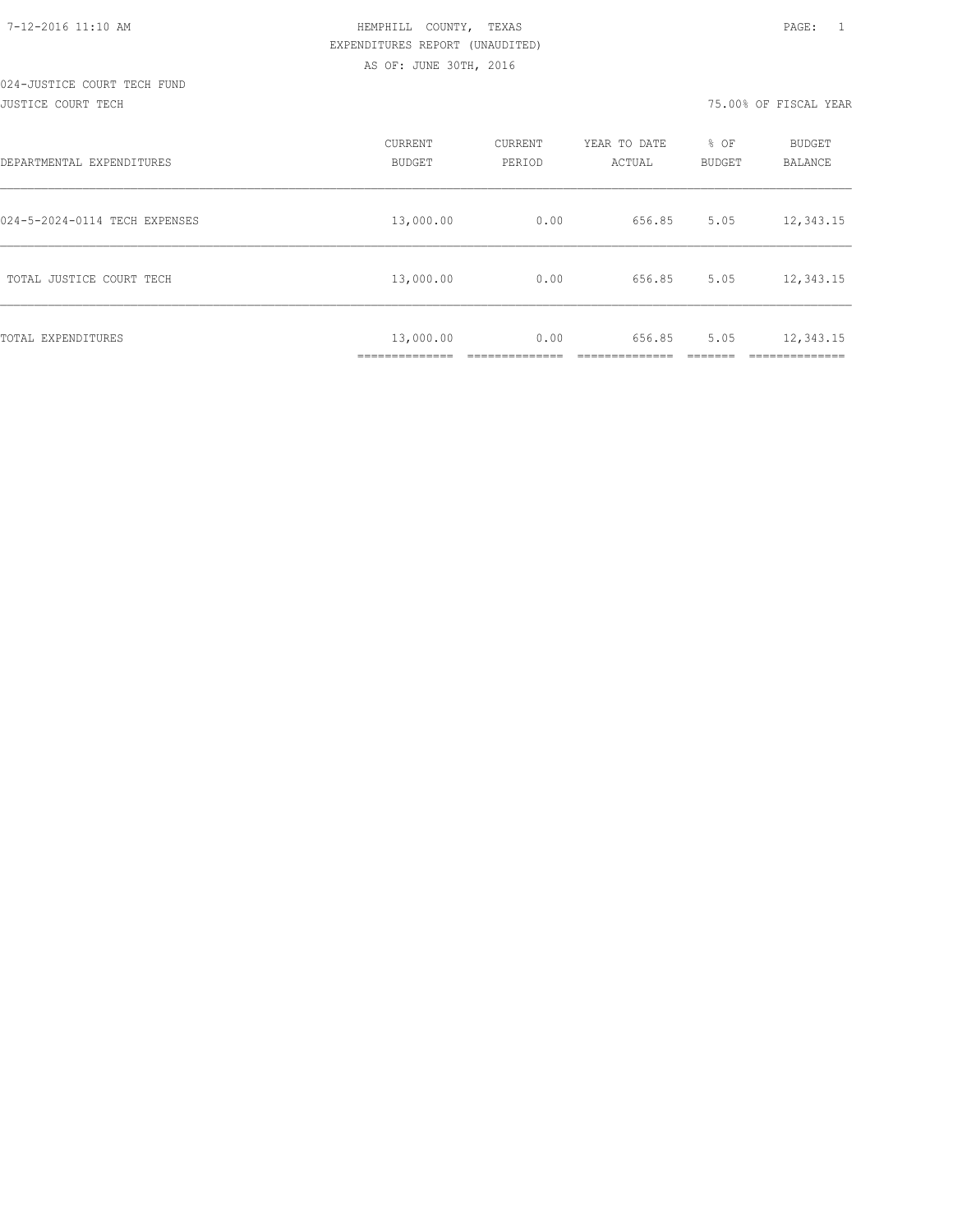HEMPHILL COUNTY, TEXAS
EXPENDITURES REPORT (UNAUDITED)
AS OF: JUNE 30TH, 2016

024-JUSTICE COURT TECH FUND
JUSTICE COURT TECH

75.00% OF FISCAL YEAR

| DEPARTMENTAL EXPENDITURES | CURRENT BUDGET | CURRENT PERIOD | YEAR TO DATE ACTUAL | % OF BUDGET | BUDGET BALANCE |
|---|---|---|---|---|---|
| 024-5-2024-0114 TECH EXPENSES | 13,000.00 | 0.00 | 656.85 | 5.05 | 12,343.15 |
| TOTAL JUSTICE COURT TECH | 13,000.00 | 0.00 | 656.85 | 5.05 | 12,343.15 |
| TOTAL EXPENDITURES | 13,000.00 | 0.00 | 656.85 | 5.05 | 12,343.15 |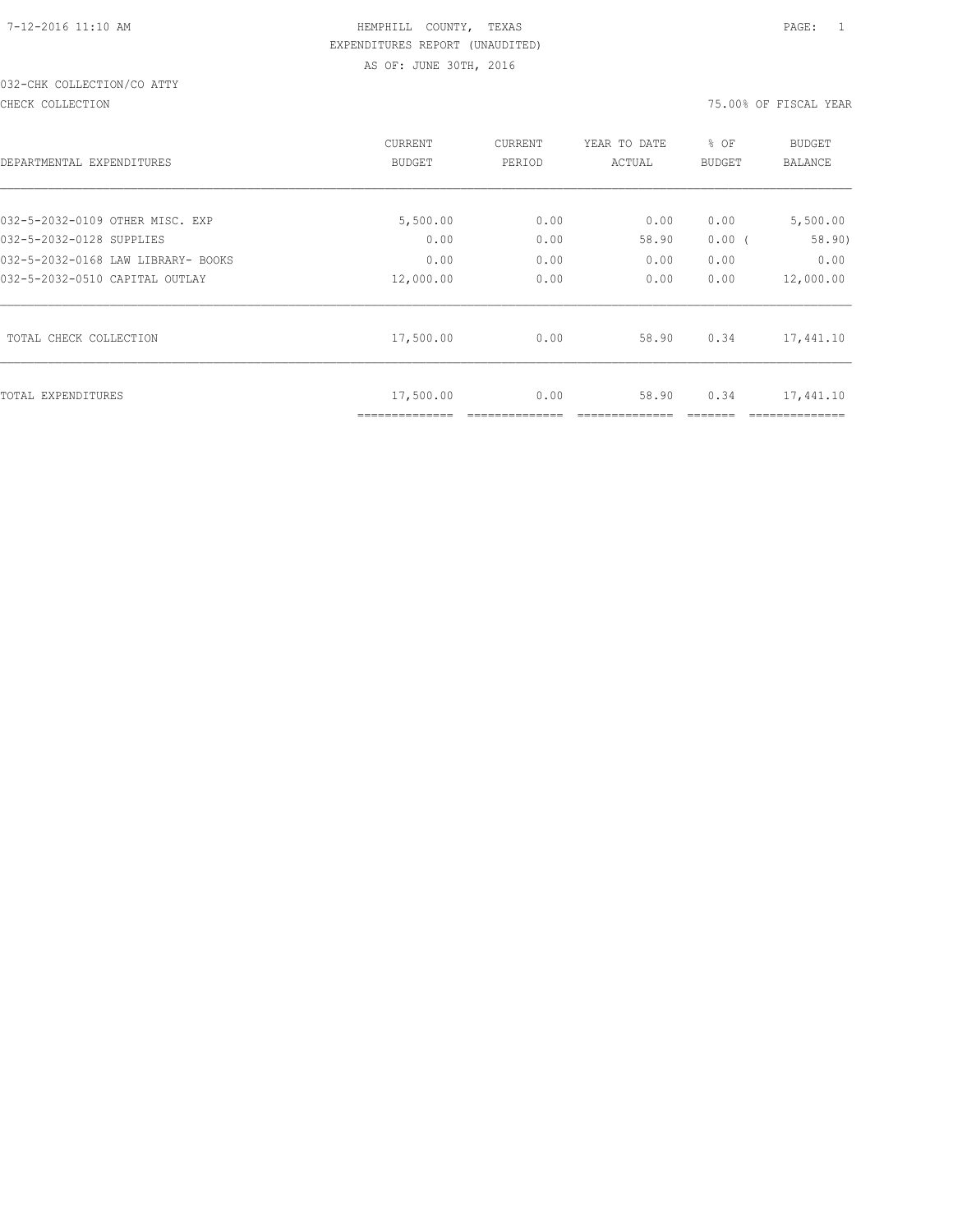HEMPHILL COUNTY, TEXAS
EXPENDITURES REPORT (UNAUDITED)
AS OF: JUNE 30TH, 2016

032-CHK COLLECTION/CO ATTY

CHECK COLLECTION — 75.00% OF FISCAL YEAR

| DEPARTMENTAL EXPENDITURES | CURRENT BUDGET | CURRENT PERIOD | YEAR TO DATE ACTUAL | % OF BUDGET | BUDGET BALANCE |
|---|---|---|---|---|---|
| 032-5-2032-0109 OTHER MISC. EXP | 5,500.00 | 0.00 | 0.00 | 0.00 | 5,500.00 |
| 032-5-2032-0128 SUPPLIES | 0.00 | 0.00 | 58.90 | 0.00 ( | 58.90) |
| 032-5-2032-0168 LAW LIBRARY- BOOKS | 0.00 | 0.00 | 0.00 | 0.00 | 0.00 |
| 032-5-2032-0510 CAPITAL OUTLAY | 12,000.00 | 0.00 | 0.00 | 0.00 | 12,000.00 |
| TOTAL CHECK COLLECTION | 17,500.00 | 0.00 | 58.90 | 0.34 | 17,441.10 |
| TOTAL EXPENDITURES | 17,500.00 | 0.00 | 58.90 | 0.34 | 17,441.10 |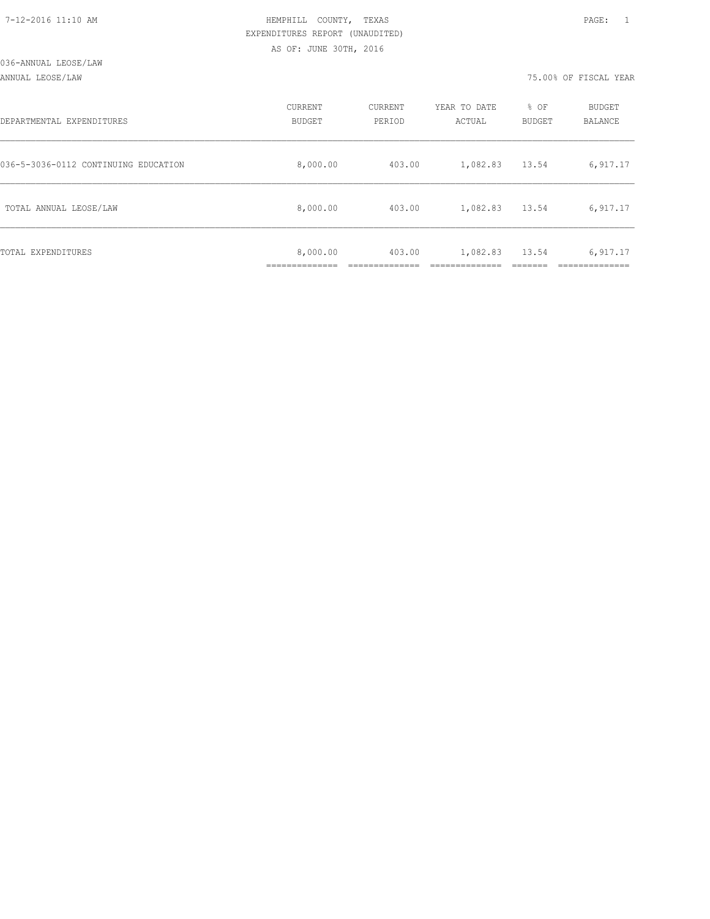7-12-2016 11:10 AM

HEMPHILL COUNTY, TEXAS
EXPENDITURES REPORT (UNAUDITED)
AS OF: JUNE 30TH, 2016

036-ANNUAL LEOSE/LAW
ANNUAL LEOSE/LAW

75.00% OF FISCAL YEAR

| DEPARTMENTAL EXPENDITURES | CURRENT BUDGET | CURRENT PERIOD | YEAR TO DATE ACTUAL | % OF BUDGET | BUDGET BALANCE |
|---|---|---|---|---|---|
| 036-5-3036-0112 CONTINUING EDUCATION | 8,000.00 | 403.00 | 1,082.83 | 13.54 | 6,917.17 |
| TOTAL ANNUAL LEOSE/LAW | 8,000.00 | 403.00 | 1,082.83 | 13.54 | 6,917.17 |
| TOTAL EXPENDITURES | 8,000.00 | 403.00 | 1,082.83 | 13.54 | 6,917.17 |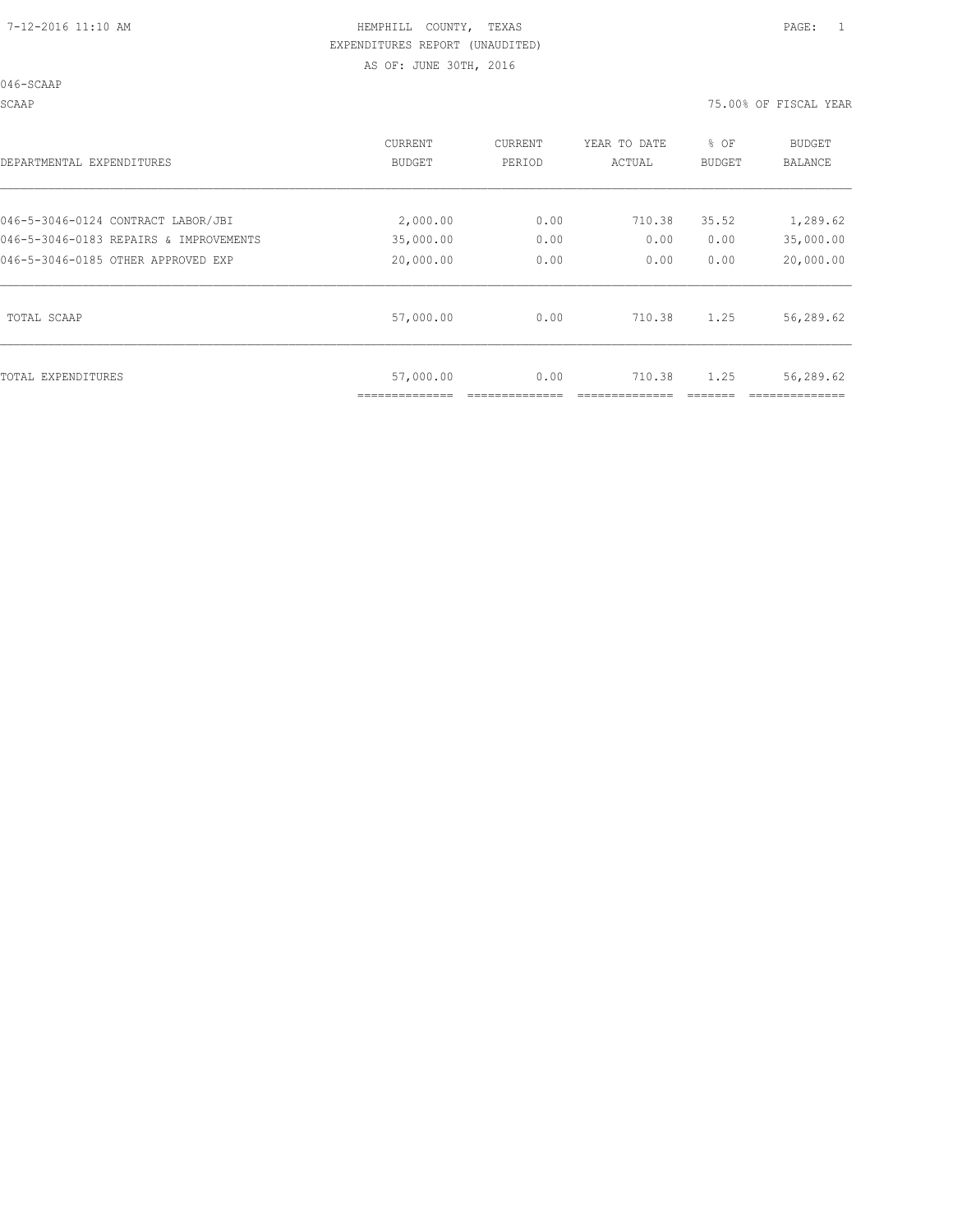HEMPHILL COUNTY, TEXAS

EXPENDITURES REPORT (UNAUDITED)

AS OF: JUNE 30TH, 2016

046-SCAAP

SCAAP

75.00% OF FISCAL YEAR

| DEPARTMENTAL EXPENDITURES | CURRENT BUDGET | CURRENT PERIOD | YEAR TO DATE ACTUAL | % OF BUDGET | BUDGET BALANCE |
|---|---|---|---|---|---|
| 046-5-3046-0124 CONTRACT LABOR/JBI | 2,000.00 | 0.00 | 710.38 | 35.52 | 1,289.62 |
| 046-5-3046-0183 REPAIRS & IMPROVEMENTS | 35,000.00 | 0.00 | 0.00 | 0.00 | 35,000.00 |
| 046-5-3046-0185 OTHER APPROVED EXP | 20,000.00 | 0.00 | 0.00 | 0.00 | 20,000.00 |
| TOTAL SCAAP | 57,000.00 | 0.00 | 710.38 | 1.25 | 56,289.62 |
| TOTAL EXPENDITURES | 57,000.00 | 0.00 | 710.38 | 1.25 | 56,289.62 |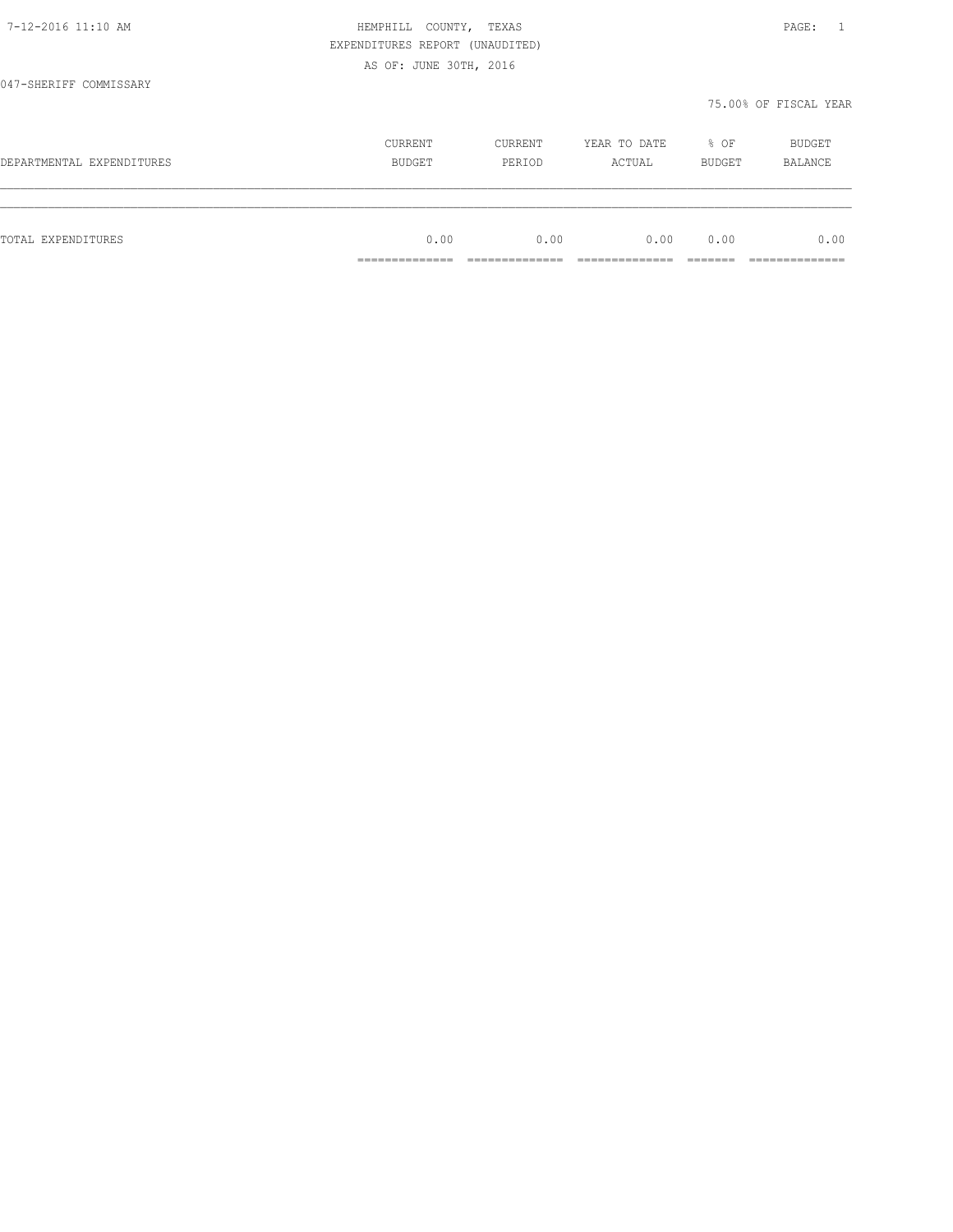HEMPHILL COUNTY, TEXAS
EXPENDITURES REPORT (UNAUDITED)
AS OF: JUNE 30TH, 2016

047-SHERIFF COMMISSARY

75.00% OF FISCAL YEAR

| DEPARTMENTAL EXPENDITURES | CURRENT BUDGET | CURRENT PERIOD | YEAR TO DATE ACTUAL | % OF BUDGET | BUDGET BALANCE |
|---|---|---|---|---|---|
| TOTAL EXPENDITURES | 0.00 | 0.00 | 0.00 | 0.00 | 0.00 |